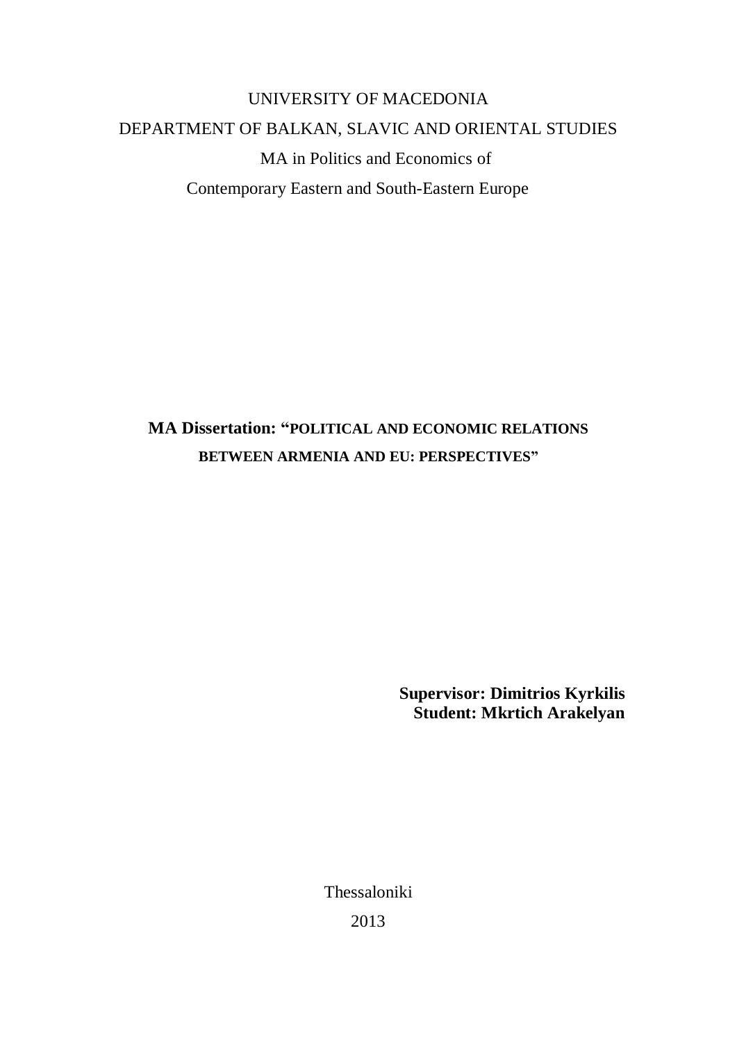UNIVERSITY OF MACEDONIA

DEPARTMENT OF BALKAN, SLAVIC AND ORIENTAL STUDIES

MA in Politics and Economics of

Contemporary Eastern and South-Eastern Europe

# MA Dissertation: "POLITICAL AND ECONOMIC RELATIONS BETWEEN ARMENIA AND EU: PERSPECTIVES"

**Supervisor: Dimitrios Kyrkilis**
**Student: Mkrtich Arakelyan**

Thessaloniki

2013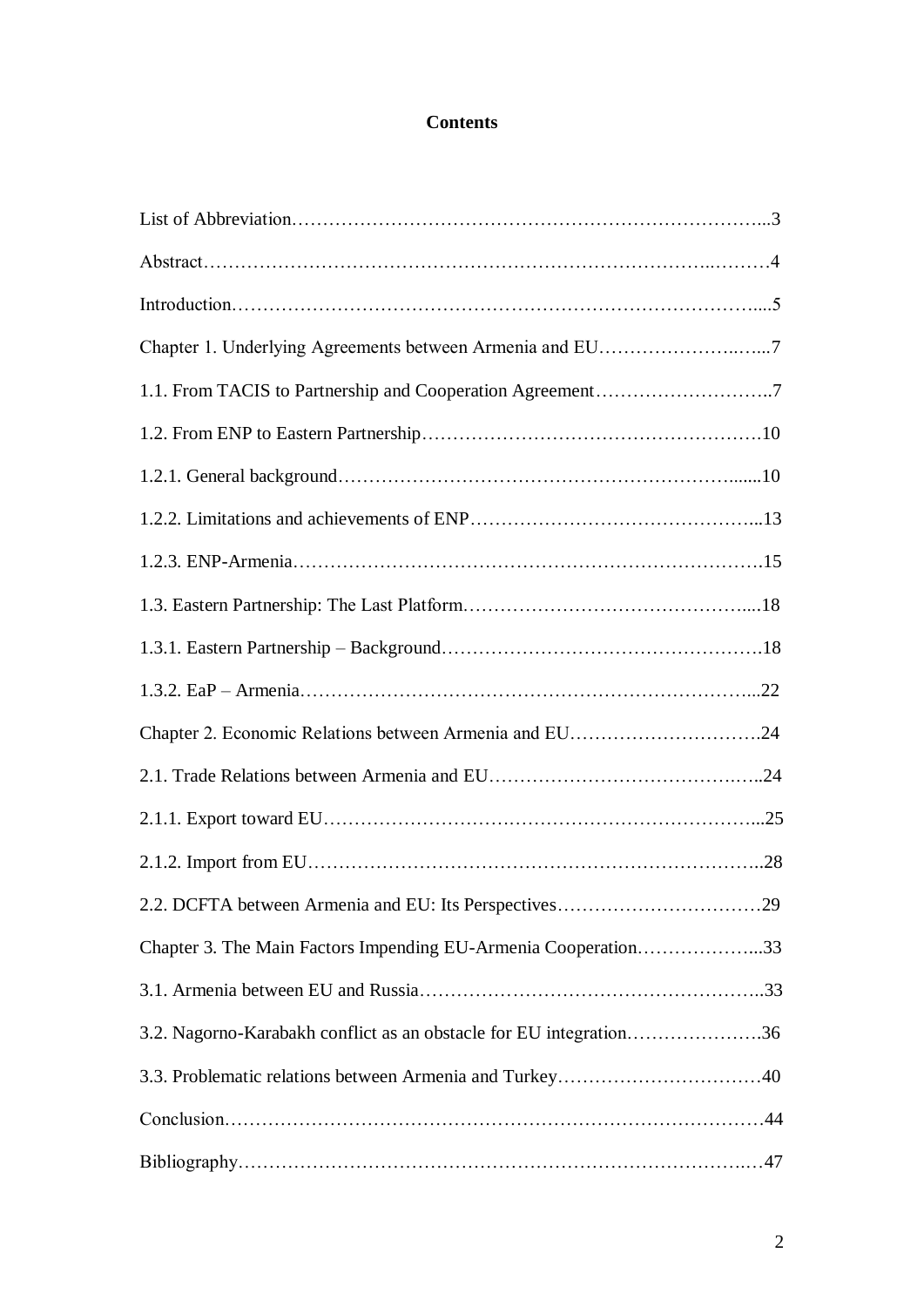# Contents

List of Abbreviation……………………………………………………………………...3

Abstract…………………………………………………………………..………4

Introduction……………………………………………………………………....5

Chapter 1. Underlying Agreements between Armenia and EU……………….…...7

1.1. From TACIS to Partnership and Cooperation Agreement………………………..7

1.2. From ENP to Eastern Partnership……………………………………………….10

1.2.1. General background……………………………………………………......10

1.2.2. Limitations and achievements of ENP………………………………………...13

1.2.3. ENP-Armenia……………………………………………………………….15

1.3. Eastern Partnership: The Last Platform………………………………………....18

1.3.1. Eastern Partnership – Background…………………………………………….18

1.3.2. EaP – Armenia……………………………………………………………...22

Chapter 2. Economic Relations between Armenia and EU………………………….24

2.1. Trade Relations between Armenia and EU…………………………………….…..24

2.1.1. Export toward EU…………………………………………………………...25

2.1.2. Import from EU……………………………………………………………..28

2.2. DCFTA between Armenia and EU: Its Perspectives……………………………29

Chapter 3. The Main Factors Impending EU-Armenia Cooperation………………...33

3.1. Armenia between EU and Russia………………………………………………..33

3.2. Nagorno-Karabakh conflict as an obstacle for EU integration………………….36

3.3. Problematic relations between Armenia and Turkey……………………………40

Conclusion…………………………………………………………………………44

Bibliography……………………………………………………………………..…47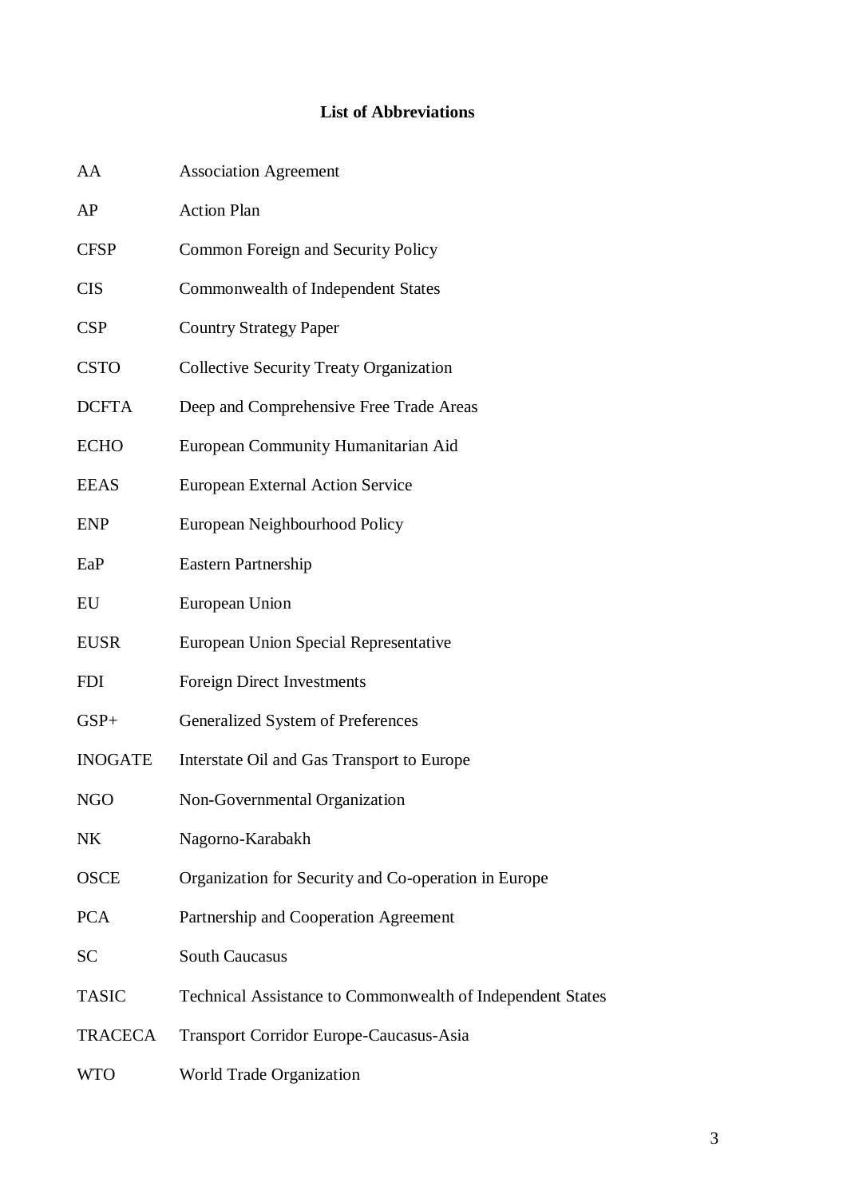## List of Abbreviations

| | |
|---|---|
| AA | Association Agreement |
| AP | Action Plan |
| CFSP | Common Foreign and Security Policy |
| CIS | Commonwealth of Independent States |
| CSP | Country Strategy Paper |
| CSTO | Collective Security Treaty Organization |
| DCFTA | Deep and Comprehensive Free Trade Areas |
| ECHO | European Community Humanitarian Aid |
| EEAS | European External Action Service |
| ENP | European Neighbourhood Policy |
| EaP | Eastern Partnership |
| EU | European Union |
| EUSR | European Union Special Representative |
| FDI | Foreign Direct Investments |
| GSP+ | Generalized System of Preferences |
| INOGATE | Interstate Oil and Gas Transport to Europe |
| NGO | Non-Governmental Organization |
| NK | Nagorno-Karabakh |
| OSCE | Organization for Security and Co-operation in Europe |
| PCA | Partnership and Cooperation Agreement |
| SC | South Caucasus |
| TASIC | Technical Assistance to Commonwealth of Independent States |
| TRACECA | Transport Corridor Europe-Caucasus-Asia |
| WTO | World Trade Organization |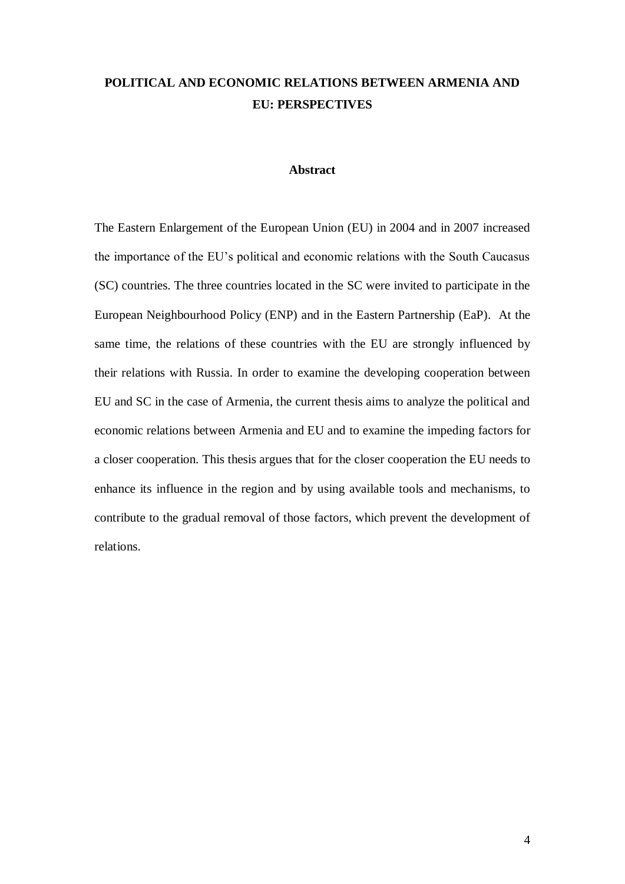# POLITICAL AND ECONOMIC RELATIONS BETWEEN ARMENIA AND EU: PERSPECTIVES

## Abstract

The Eastern Enlargement of the European Union (EU) in 2004 and in 2007 increased the importance of the EU's political and economic relations with the South Caucasus (SC) countries. The three countries located in the SC were invited to participate in the European Neighbourhood Policy (ENP) and in the Eastern Partnership (EaP). At the same time, the relations of these countries with the EU are strongly influenced by their relations with Russia. In order to examine the developing cooperation between EU and SC in the case of Armenia, the current thesis aims to analyze the political and economic relations between Armenia and EU and to examine the impeding factors for a closer cooperation. This thesis argues that for the closer cooperation the EU needs to enhance its influence in the region and by using available tools and mechanisms, to contribute to the gradual removal of those factors, which prevent the development of relations.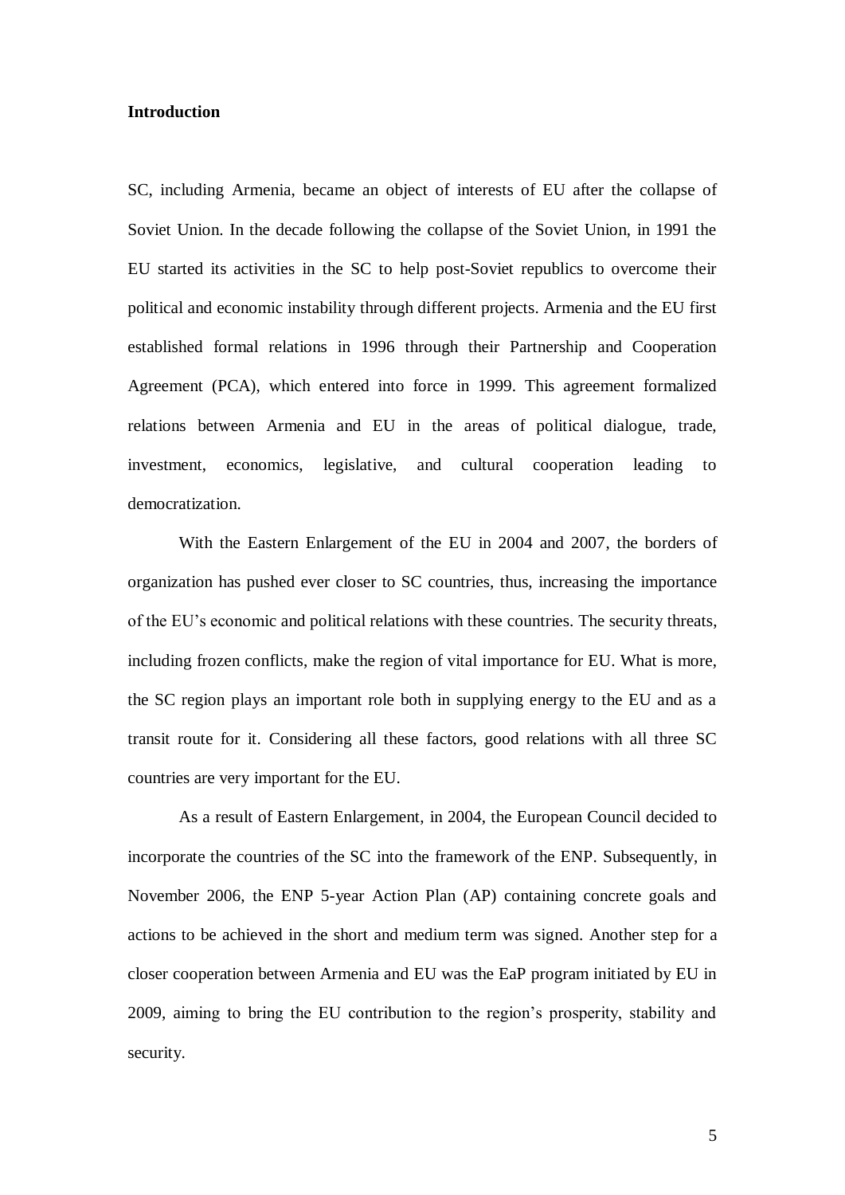# Introduction

SC, including Armenia, became an object of interests of EU after the collapse of Soviet Union. In the decade following the collapse of the Soviet Union, in 1991 the EU started its activities in the SC to help post-Soviet republics to overcome their political and economic instability through different projects. Armenia and the EU first established formal relations in 1996 through their Partnership and Cooperation Agreement (PCA), which entered into force in 1999. This agreement formalized relations between Armenia and EU in the areas of political dialogue, trade, investment, economics, legislative, and cultural cooperation leading to democratization.

With the Eastern Enlargement of the EU in 2004 and 2007, the borders of organization has pushed ever closer to SC countries, thus, increasing the importance of the EU's economic and political relations with these countries. The security threats, including frozen conflicts, make the region of vital importance for EU. What is more, the SC region plays an important role both in supplying energy to the EU and as a transit route for it. Considering all these factors, good relations with all three SC countries are very important for the EU.

As a result of Eastern Enlargement, in 2004, the European Council decided to incorporate the countries of the SC into the framework of the ENP. Subsequently, in November 2006, the ENP 5-year Action Plan (AP) containing concrete goals and actions to be achieved in the short and medium term was signed. Another step for a closer cooperation between Armenia and EU was the EaP program initiated by EU in 2009, aiming to bring the EU contribution to the region's prosperity, stability and security.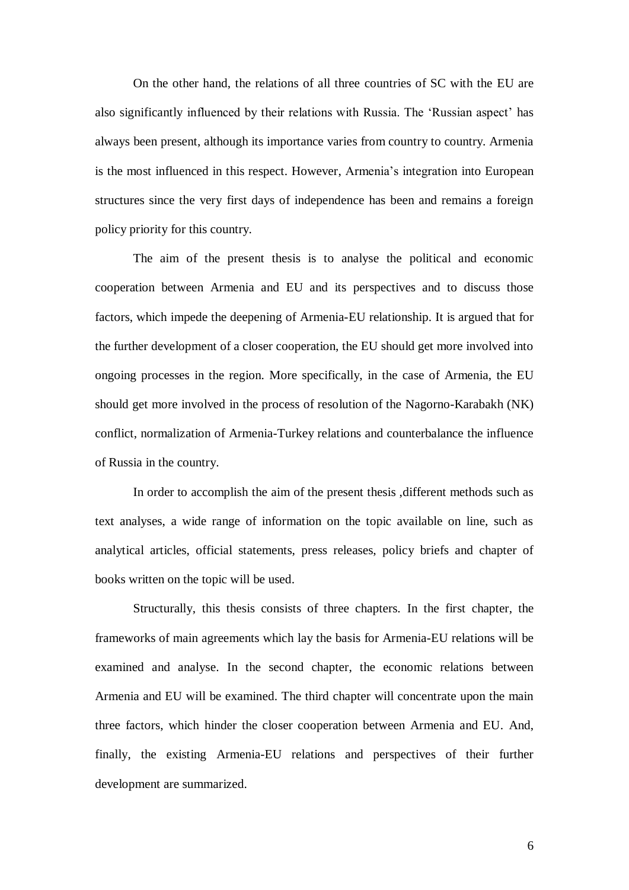On the other hand, the relations of all three countries of SC with the EU are also significantly influenced by their relations with Russia. The 'Russian aspect' has always been present, although its importance varies from country to country. Armenia is the most influenced in this respect. However, Armenia's integration into European structures since the very first days of independence has been and remains a foreign policy priority for this country.

The aim of the present thesis is to analyse the political and economic cooperation between Armenia and EU and its perspectives and to discuss those factors, which impede the deepening of Armenia-EU relationship. It is argued that for the further development of a closer cooperation, the EU should get more involved into ongoing processes in the region. More specifically, in the case of Armenia, the EU should get more involved in the process of resolution of the Nagorno-Karabakh (NK) conflict, normalization of Armenia-Turkey relations and counterbalance the influence of Russia in the country.

In order to accomplish the aim of the present thesis ,different methods such as text analyses, a wide range of information on the topic available on line, such as analytical articles, official statements, press releases, policy briefs and chapter of books written on the topic will be used.

Structurally, this thesis consists of three chapters. In the first chapter, the frameworks of main agreements which lay the basis for Armenia-EU relations will be examined and analyse. In the second chapter, the economic relations between Armenia and EU will be examined. The third chapter will concentrate upon the main three factors, which hinder the closer cooperation between Armenia and EU. And, finally, the existing Armenia-EU relations and perspectives of their further development are summarized.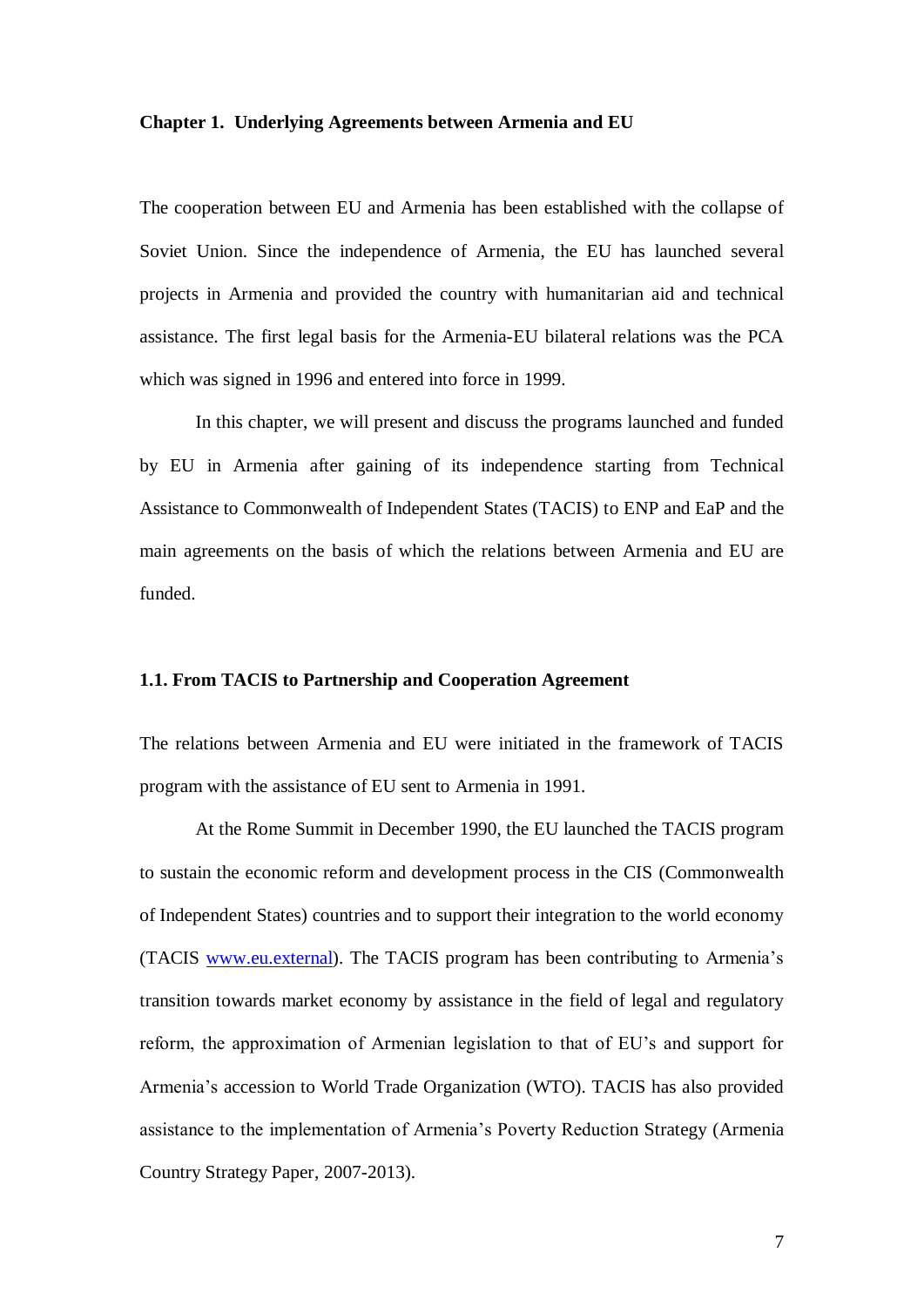## Chapter 1. Underlying Agreements between Armenia and EU

The cooperation between EU and Armenia has been established with the collapse of Soviet Union. Since the independence of Armenia, the EU has launched several projects in Armenia and provided the country with humanitarian aid and technical assistance. The first legal basis for the Armenia-EU bilateral relations was the PCA which was signed in 1996 and entered into force in 1999.

In this chapter, we will present and discuss the programs launched and funded by EU in Armenia after gaining of its independence starting from Technical Assistance to Commonwealth of Independent States (TACIS) to ENP and EaP and the main agreements on the basis of which the relations between Armenia and EU are funded.

### 1.1. From TACIS to Partnership and Cooperation Agreement

The relations between Armenia and EU were initiated in the framework of TACIS program with the assistance of EU sent to Armenia in 1991.

At the Rome Summit in December 1990, the EU launched the TACIS program to sustain the economic reform and development process in the CIS (Commonwealth of Independent States) countries and to support their integration to the world economy (TACIS www.eu.external). The TACIS program has been contributing to Armenia's transition towards market economy by assistance in the field of legal and regulatory reform, the approximation of Armenian legislation to that of EU's and support for Armenia's accession to World Trade Organization (WTO). TACIS has also provided assistance to the implementation of Armenia's Poverty Reduction Strategy (Armenia Country Strategy Paper, 2007-2013).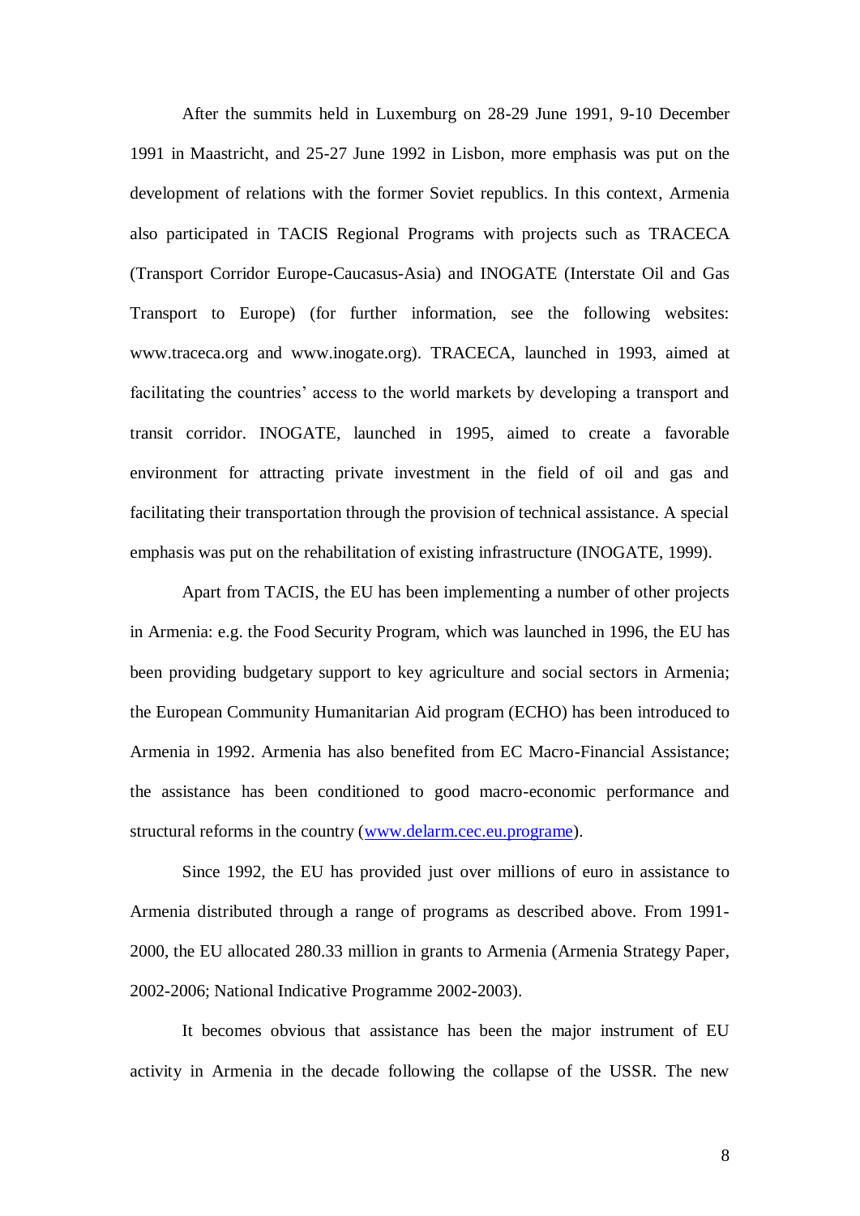After the summits held in Luxemburg on 28-29 June 1991, 9-10 December 1991 in Maastricht, and 25-27 June 1992 in Lisbon, more emphasis was put on the development of relations with the former Soviet republics. In this context, Armenia also participated in TACIS Regional Programs with projects such as TRACECA (Transport Corridor Europe-Caucasus-Asia) and INOGATE (Interstate Oil and Gas Transport to Europe) (for further information, see the following websites: www.traceca.org and www.inogate.org). TRACECA, launched in 1993, aimed at facilitating the countries' access to the world markets by developing a transport and transit corridor. INOGATE, launched in 1995, aimed to create a favorable environment for attracting private investment in the field of oil and gas and facilitating their transportation through the provision of technical assistance. A special emphasis was put on the rehabilitation of existing infrastructure (INOGATE, 1999).

Apart from TACIS, the EU has been implementing a number of other projects in Armenia: e.g. the Food Security Program, which was launched in 1996, the EU has been providing budgetary support to key agriculture and social sectors in Armenia; the European Community Humanitarian Aid program (ECHO) has been introduced to Armenia in 1992. Armenia has also benefited from EC Macro-Financial Assistance; the assistance has been conditioned to good macro-economic performance and structural reforms in the country (www.delarm.cec.eu.programe).

Since 1992, the EU has provided just over millions of euro in assistance to Armenia distributed through a range of programs as described above. From 1991-2000, the EU allocated 280.33 million in grants to Armenia (Armenia Strategy Paper, 2002-2006; National Indicative Programme 2002-2003).

It becomes obvious that assistance has been the major instrument of EU activity in Armenia in the decade following the collapse of the USSR. The new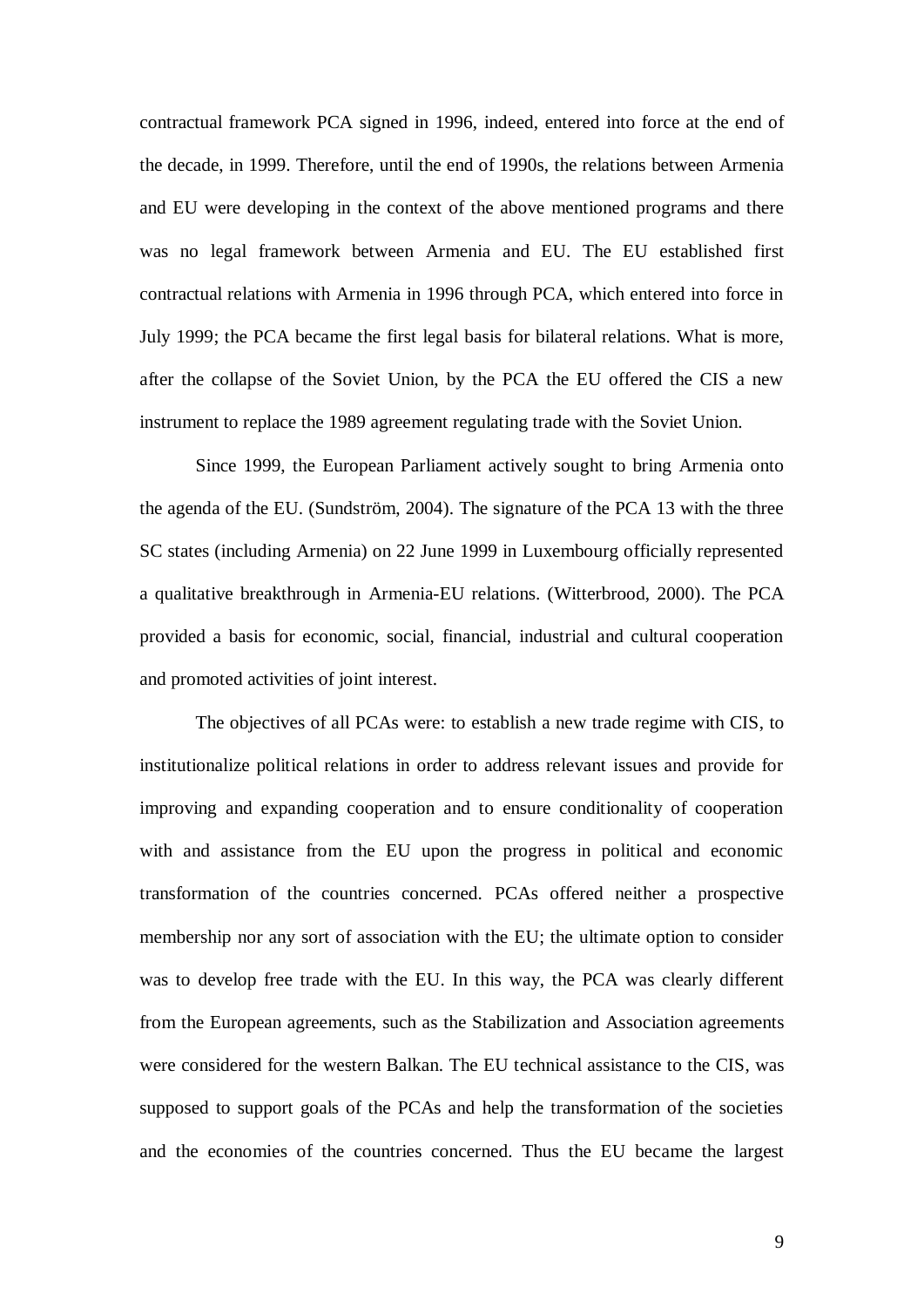contractual framework PCA signed in 1996, indeed, entered into force at the end of the decade, in 1999. Therefore, until the end of 1990s, the relations between Armenia and EU were developing in the context of the above mentioned programs and there was no legal framework between Armenia and EU. The EU established first contractual relations with Armenia in 1996 through PCA, which entered into force in July 1999; the PCA became the first legal basis for bilateral relations. What is more, after the collapse of the Soviet Union, by the PCA the EU offered the CIS a new instrument to replace the 1989 agreement regulating trade with the Soviet Union.

Since 1999, the European Parliament actively sought to bring Armenia onto the agenda of the EU. (Sundström, 2004). The signature of the PCA 13 with the three SC states (including Armenia) on 22 June 1999 in Luxembourg officially represented a qualitative breakthrough in Armenia-EU relations. (Witterbrood, 2000). The PCA provided a basis for economic, social, financial, industrial and cultural cooperation and promoted activities of joint interest.

The objectives of all PCAs were: to establish a new trade regime with CIS, to institutionalize political relations in order to address relevant issues and provide for improving and expanding cooperation and to ensure conditionality of cooperation with and assistance from the EU upon the progress in political and economic transformation of the countries concerned. PCAs offered neither a prospective membership nor any sort of association with the EU; the ultimate option to consider was to develop free trade with the EU. In this way, the PCA was clearly different from the European agreements, such as the Stabilization and Association agreements were considered for the western Balkan. The EU technical assistance to the CIS, was supposed to support goals of the PCAs and help the transformation of the societies and the economies of the countries concerned. Thus the EU became the largest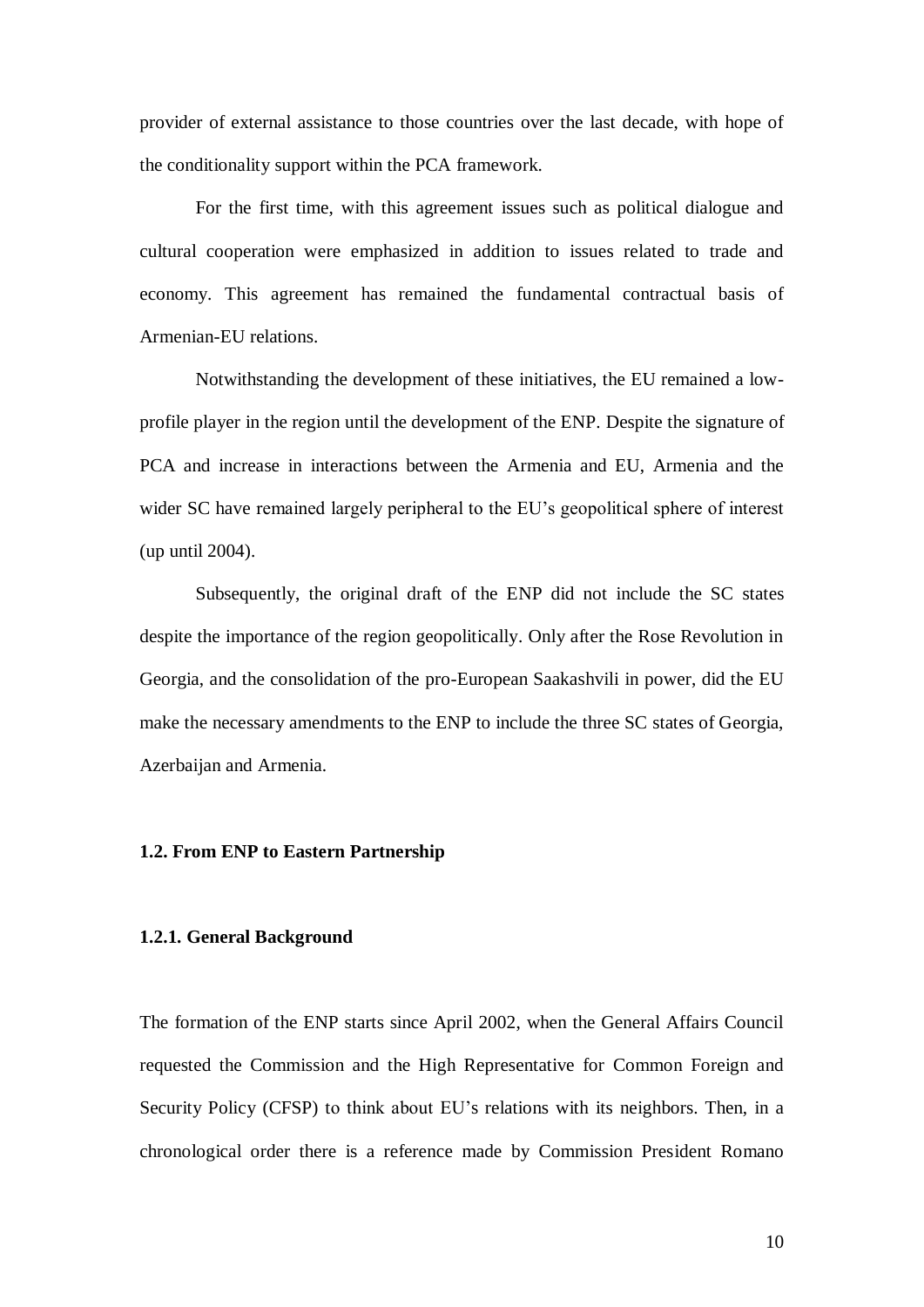provider of external assistance to those countries over the last decade, with hope of the conditionality support within the PCA framework.

For the first time, with this agreement issues such as political dialogue and cultural cooperation were emphasized in addition to issues related to trade and economy. This agreement has remained the fundamental contractual basis of Armenian-EU relations.

Notwithstanding the development of these initiatives, the EU remained a low-profile player in the region until the development of the ENP. Despite the signature of PCA and increase in interactions between the Armenia and EU, Armenia and the wider SC have remained largely peripheral to the EU's geopolitical sphere of interest (up until 2004).

Subsequently, the original draft of the ENP did not include the SC states despite the importance of the region geopolitically. Only after the Rose Revolution in Georgia, and the consolidation of the pro-European Saakashvili in power, did the EU make the necessary amendments to the ENP to include the three SC states of Georgia, Azerbaijan and Armenia.

### 1.2. From ENP to Eastern Partnership

#### 1.2.1. General Background

The formation of the ENP starts since April 2002, when the General Affairs Council requested the Commission and the High Representative for Common Foreign and Security Policy (CFSP) to think about EU's relations with its neighbors. Then, in a chronological order there is a reference made by Commission President Romano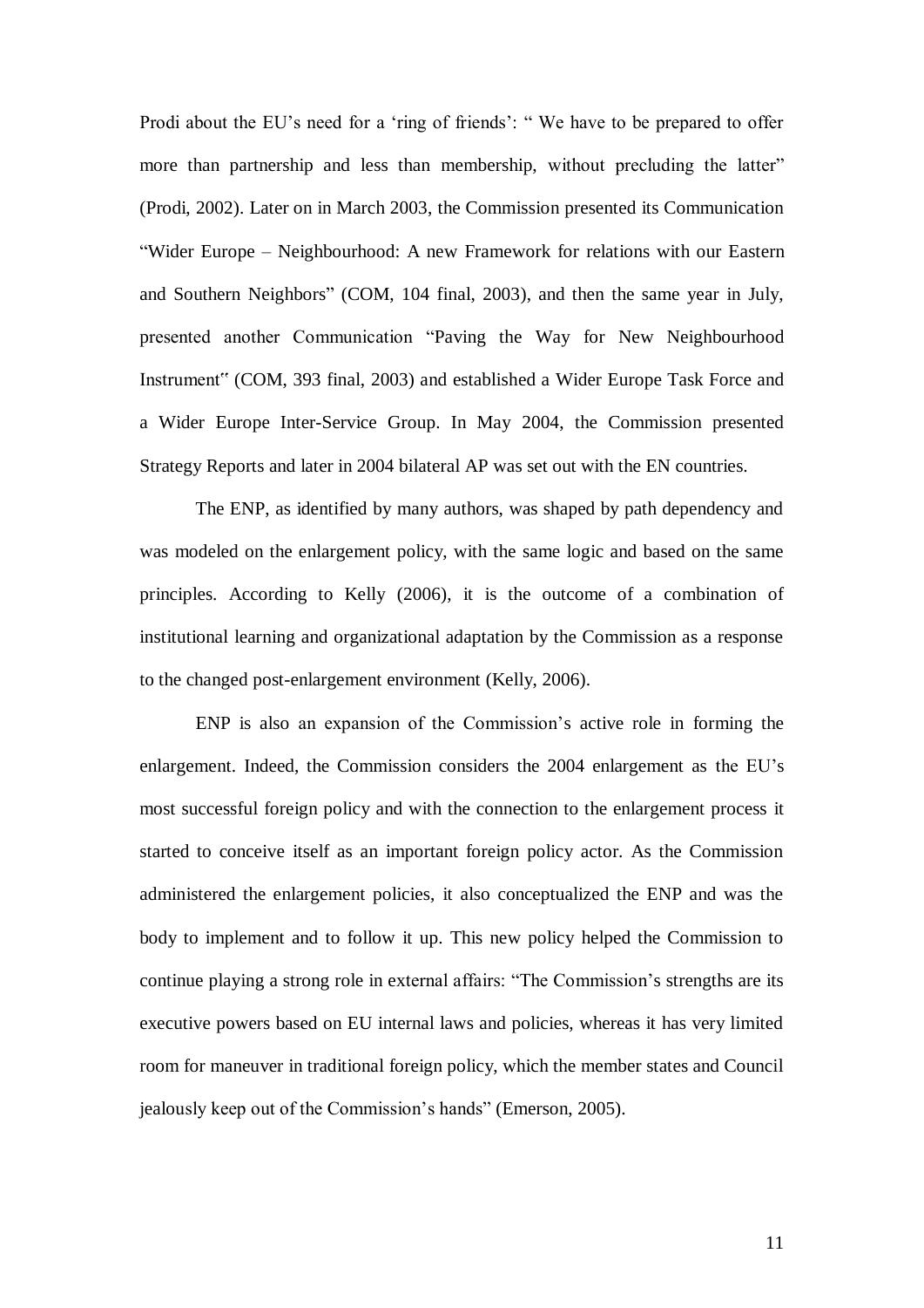Prodi about the EU's need for a 'ring of friends': " We have to be prepared to offer more than partnership and less than membership, without precluding the latter" (Prodi, 2002). Later on in March 2003, the Commission presented its Communication "Wider Europe – Neighbourhood: A new Framework for relations with our Eastern and Southern Neighbors" (COM, 104 final, 2003), and then the same year in July, presented another Communication "Paving the Way for New Neighbourhood Instrument" (COM, 393 final, 2003) and established a Wider Europe Task Force and a Wider Europe Inter-Service Group. In May 2004, the Commission presented Strategy Reports and later in 2004 bilateral AP was set out with the EN countries.

The ENP, as identified by many authors, was shaped by path dependency and was modeled on the enlargement policy, with the same logic and based on the same principles. According to Kelly (2006), it is the outcome of a combination of institutional learning and organizational adaptation by the Commission as a response to the changed post-enlargement environment (Kelly, 2006).

ENP is also an expansion of the Commission's active role in forming the enlargement. Indeed, the Commission considers the 2004 enlargement as the EU's most successful foreign policy and with the connection to the enlargement process it started to conceive itself as an important foreign policy actor. As the Commission administered the enlargement policies, it also conceptualized the ENP and was the body to implement and to follow it up. This new policy helped the Commission to continue playing a strong role in external affairs: "The Commission's strengths are its executive powers based on EU internal laws and policies, whereas it has very limited room for maneuver in traditional foreign policy, which the member states and Council jealously keep out of the Commission's hands" (Emerson, 2005).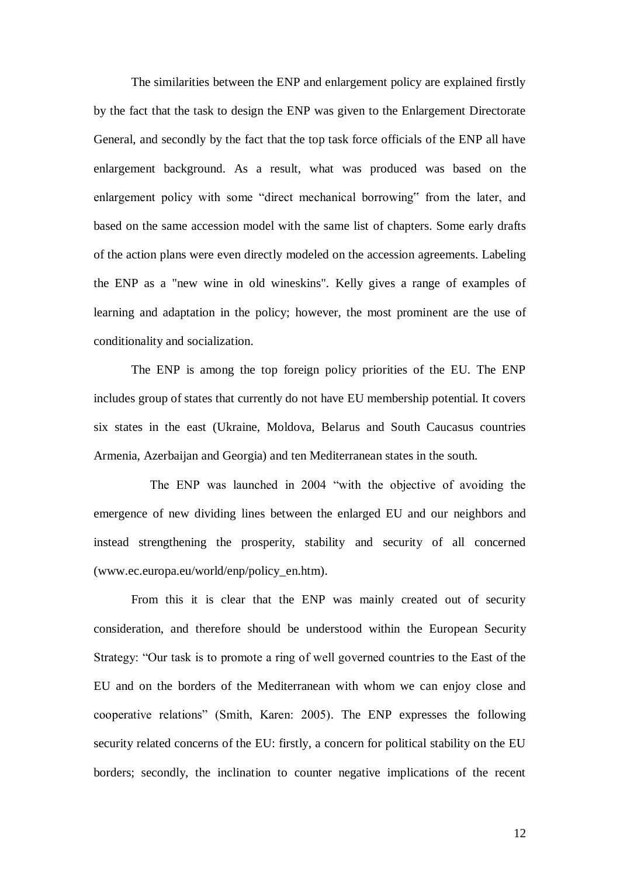The similarities between the ENP and enlargement policy are explained firstly by the fact that the task to design the ENP was given to the Enlargement Directorate General, and secondly by the fact that the top task force officials of the ENP all have enlargement background. As a result, what was produced was based on the enlargement policy with some "direct mechanical borrowing" from the later, and based on the same accession model with the same list of chapters. Some early drafts of the action plans were even directly modeled on the accession agreements. Labeling the ENP as a "new wine in old wineskins". Kelly gives a range of examples of learning and adaptation in the policy; however, the most prominent are the use of conditionality and socialization.

The ENP is among the top foreign policy priorities of the EU. The ENP includes group of states that currently do not have EU membership potential. It covers six states in the east (Ukraine, Moldova, Belarus and South Caucasus countries Armenia, Azerbaijan and Georgia) and ten Mediterranean states in the south.

The ENP was launched in 2004 "with the objective of avoiding the emergence of new dividing lines between the enlarged EU and our neighbors and instead strengthening the prosperity, stability and security of all concerned (www.ec.europa.eu/world/enp/policy_en.htm).

From this it is clear that the ENP was mainly created out of security consideration, and therefore should be understood within the European Security Strategy: "Our task is to promote a ring of well governed countries to the East of the EU and on the borders of the Mediterranean with whom we can enjoy close and cooperative relations" (Smith, Karen: 2005). The ENP expresses the following security related concerns of the EU: firstly, a concern for political stability on the EU borders; secondly, the inclination to counter negative implications of the recent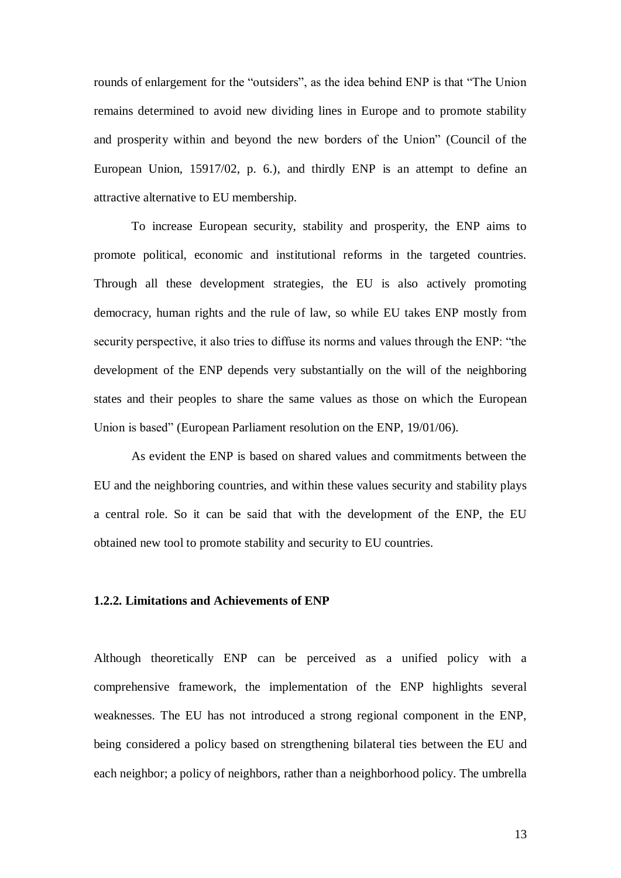rounds of enlargement for the "outsiders", as the idea behind ENP is that "The Union remains determined to avoid new dividing lines in Europe and to promote stability and prosperity within and beyond the new borders of the Union" (Council of the European Union, 15917/02, p. 6.), and thirdly ENP is an attempt to define an attractive alternative to EU membership.

To increase European security, stability and prosperity, the ENP aims to promote political, economic and institutional reforms in the targeted countries. Through all these development strategies, the EU is also actively promoting democracy, human rights and the rule of law, so while EU takes ENP mostly from security perspective, it also tries to diffuse its norms and values through the ENP: "the development of the ENP depends very substantially on the will of the neighboring states and their peoples to share the same values as those on which the European Union is based" (European Parliament resolution on the ENP, 19/01/06).

As evident the ENP is based on shared values and commitments between the EU and the neighboring countries, and within these values security and stability plays a central role. So it can be said that with the development of the ENP, the EU obtained new tool to promote stability and security to EU countries.

### 1.2.2. Limitations and Achievements of ENP

Although theoretically ENP can be perceived as a unified policy with a comprehensive framework, the implementation of the ENP highlights several weaknesses. The EU has not introduced a strong regional component in the ENP, being considered a policy based on strengthening bilateral ties between the EU and each neighbor; a policy of neighbors, rather than a neighborhood policy. The umbrella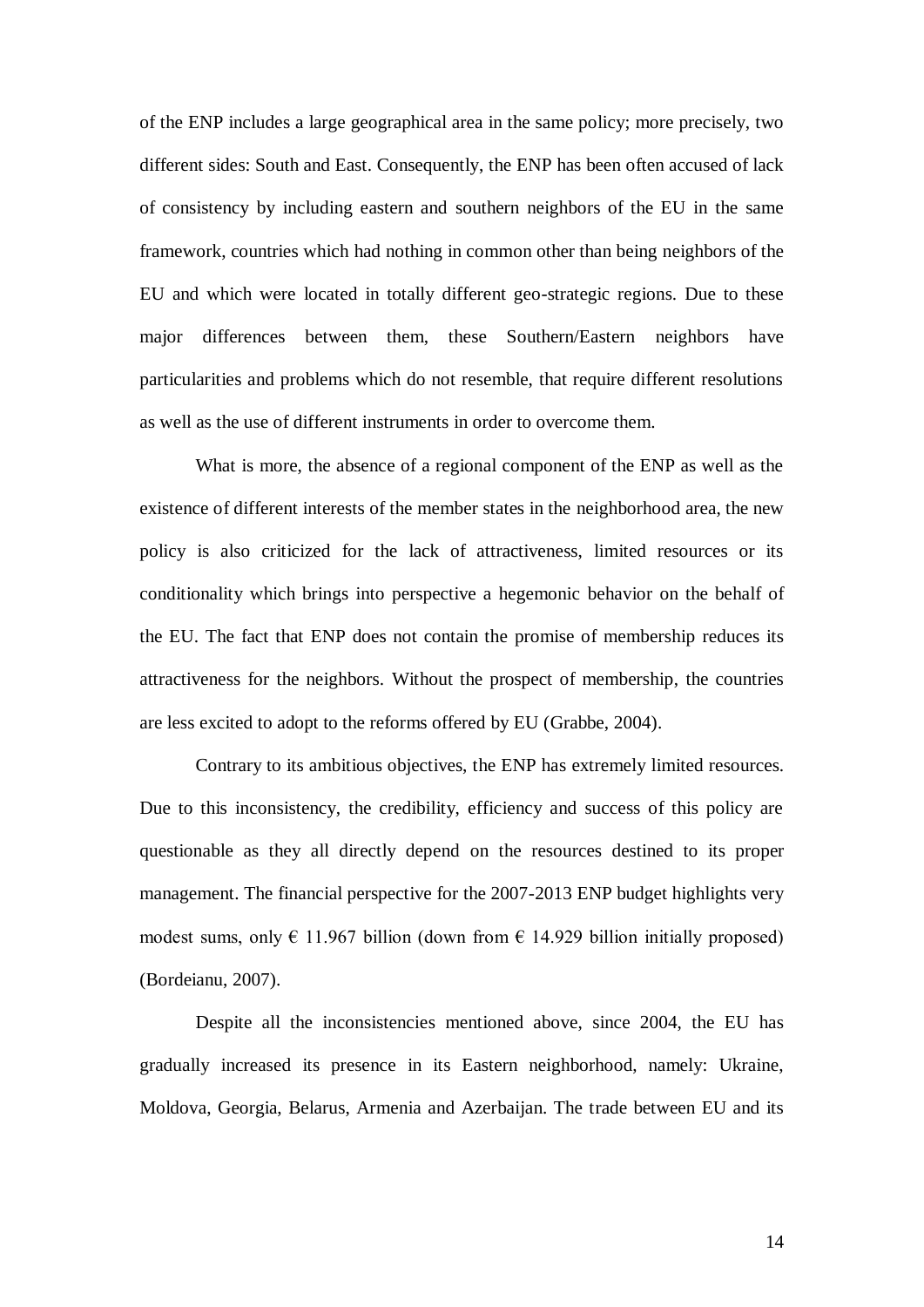of the ENP includes a large geographical area in the same policy; more precisely, two different sides: South and East. Consequently, the ENP has been often accused of lack of consistency by including eastern and southern neighbors of the EU in the same framework, countries which had nothing in common other than being neighbors of the EU and which were located in totally different geo-strategic regions. Due to these major differences between them, these Southern/Eastern neighbors have particularities and problems which do not resemble, that require different resolutions as well as the use of different instruments in order to overcome them.

What is more, the absence of a regional component of the ENP as well as the existence of different interests of the member states in the neighborhood area, the new policy is also criticized for the lack of attractiveness, limited resources or its conditionality which brings into perspective a hegemonic behavior on the behalf of the EU. The fact that ENP does not contain the promise of membership reduces its attractiveness for the neighbors. Without the prospect of membership, the countries are less excited to adopt to the reforms offered by EU (Grabbe, 2004).

Contrary to its ambitious objectives, the ENP has extremely limited resources. Due to this inconsistency, the credibility, efficiency and success of this policy are questionable as they all directly depend on the resources destined to its proper management. The financial perspective for the 2007-2013 ENP budget highlights very modest sums, only € 11.967 billion (down from € 14.929 billion initially proposed) (Bordeianu, 2007).

Despite all the inconsistencies mentioned above, since 2004, the EU has gradually increased its presence in its Eastern neighborhood, namely: Ukraine, Moldova, Georgia, Belarus, Armenia and Azerbaijan. The trade between EU and its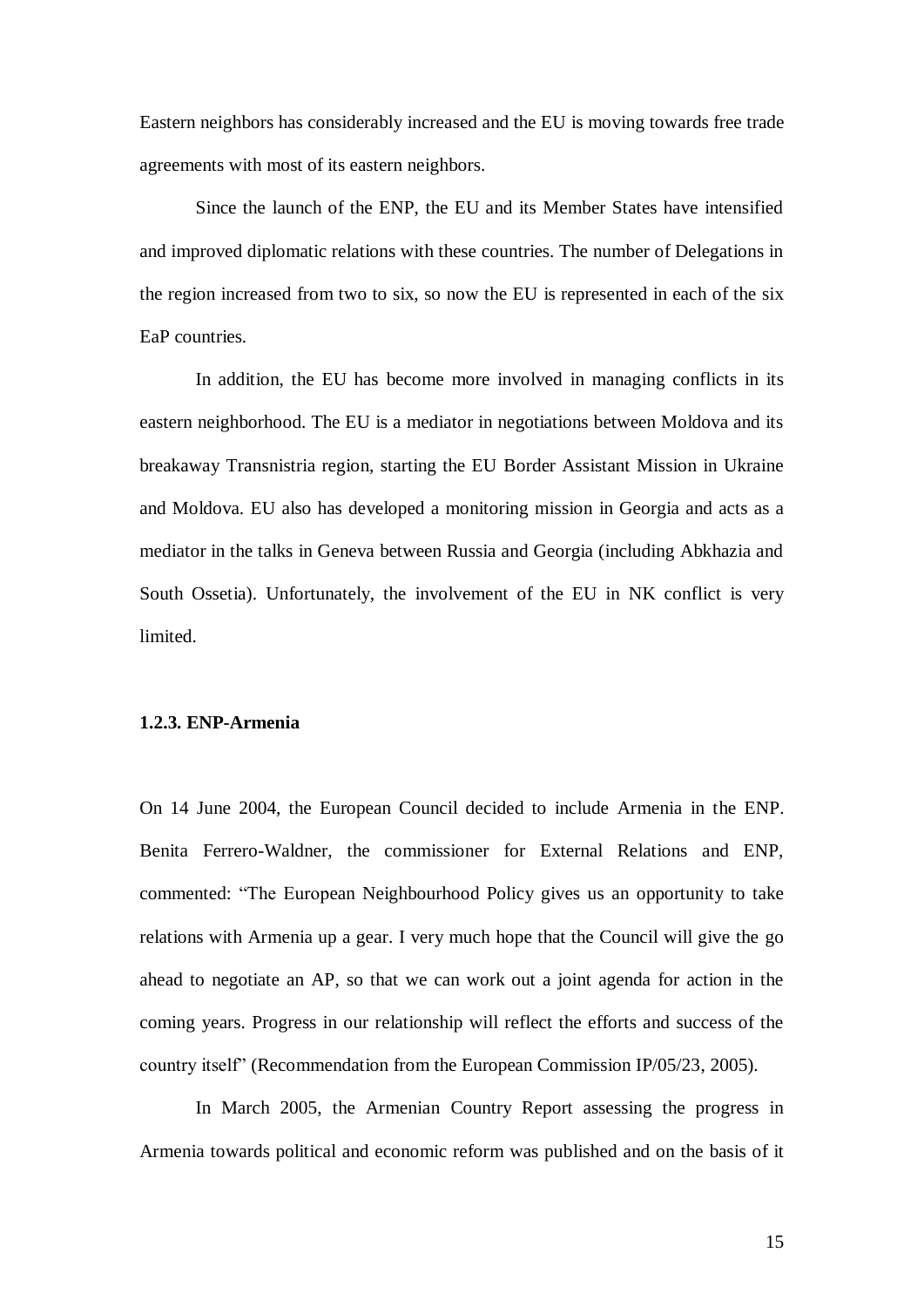Eastern neighbors has considerably increased and the EU is moving towards free trade agreements with most of its eastern neighbors.

Since the launch of the ENP, the EU and its Member States have intensified and improved diplomatic relations with these countries. The number of Delegations in the region increased from two to six, so now the EU is represented in each of the six EaP countries.

In addition, the EU has become more involved in managing conflicts in its eastern neighborhood. The EU is a mediator in negotiations between Moldova and its breakaway Transnistria region, starting the EU Border Assistant Mission in Ukraine and Moldova. EU also has developed a monitoring mission in Georgia and acts as a mediator in the talks in Geneva between Russia and Georgia (including Abkhazia and South Ossetia). Unfortunately, the involvement of the EU in NK conflict is very limited.

### 1.2.3. ENP-Armenia

On 14 June 2004, the European Council decided to include Armenia in the ENP. Benita Ferrero-Waldner, the commissioner for External Relations and ENP, commented: "The European Neighbourhood Policy gives us an opportunity to take relations with Armenia up a gear. I very much hope that the Council will give the go ahead to negotiate an AP, so that we can work out a joint agenda for action in the coming years. Progress in our relationship will reflect the efforts and success of the country itself" (Recommendation from the European Commission IP/05/23, 2005).

In March 2005, the Armenian Country Report assessing the progress in Armenia towards political and economic reform was published and on the basis of it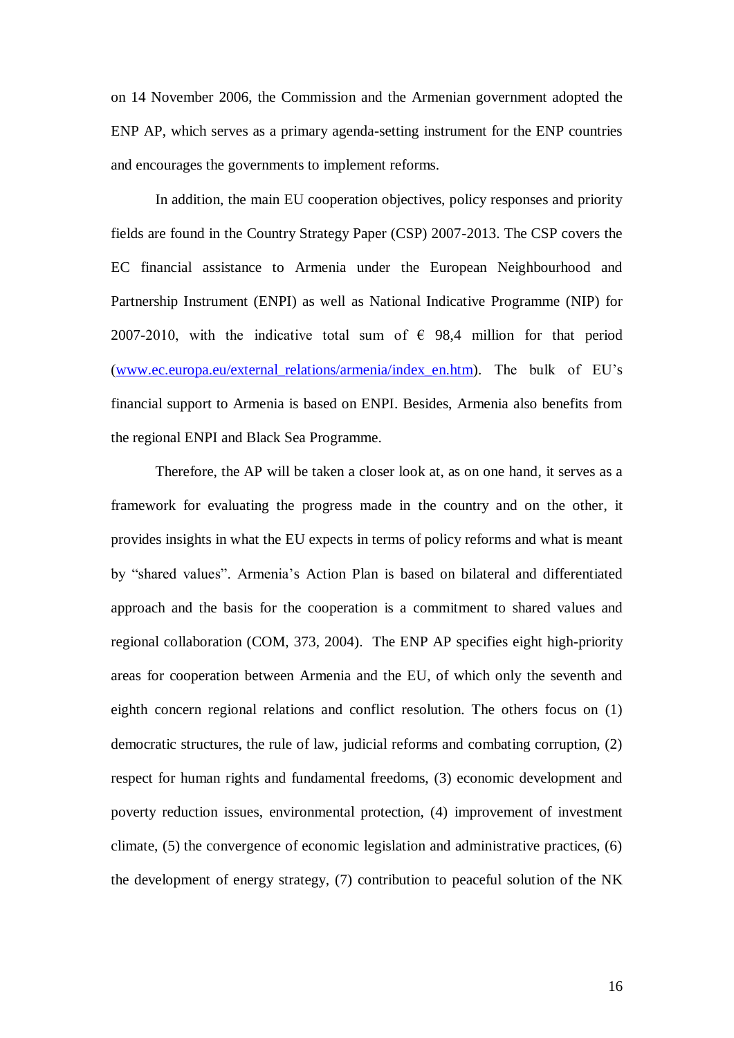on 14 November 2006, the Commission and the Armenian government adopted the ENP AP, which serves as a primary agenda-setting instrument for the ENP countries and encourages the governments to implement reforms.

In addition, the main EU cooperation objectives, policy responses and priority fields are found in the Country Strategy Paper (CSP) 2007-2013. The CSP covers the EC financial assistance to Armenia under the European Neighbourhood and Partnership Instrument (ENPI) as well as National Indicative Programme (NIP) for 2007-2010, with the indicative total sum of € 98,4 million for that period (www.ec.europa.eu/external_relations/armenia/index_en.htm). The bulk of EU's financial support to Armenia is based on ENPI. Besides, Armenia also benefits from the regional ENPI and Black Sea Programme.

Therefore, the AP will be taken a closer look at, as on one hand, it serves as a framework for evaluating the progress made in the country and on the other, it provides insights in what the EU expects in terms of policy reforms and what is meant by "shared values". Armenia's Action Plan is based on bilateral and differentiated approach and the basis for the cooperation is a commitment to shared values and regional collaboration (COM, 373, 2004). The ENP AP specifies eight high-priority areas for cooperation between Armenia and the EU, of which only the seventh and eighth concern regional relations and conflict resolution. The others focus on (1) democratic structures, the rule of law, judicial reforms and combating corruption, (2) respect for human rights and fundamental freedoms, (3) economic development and poverty reduction issues, environmental protection, (4) improvement of investment climate, (5) the convergence of economic legislation and administrative practices, (6) the development of energy strategy, (7) contribution to peaceful solution of the NK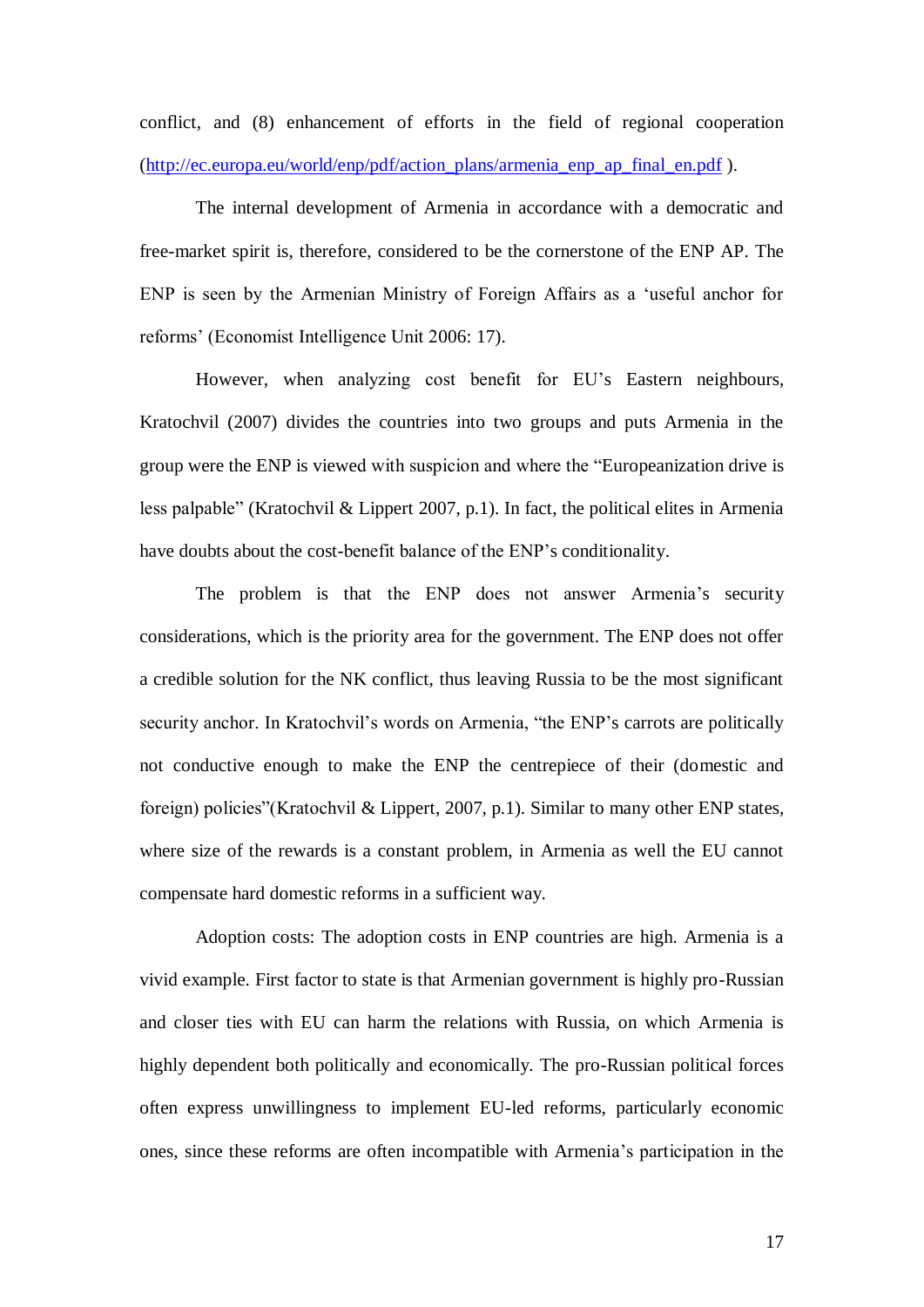conflict, and (8) enhancement of efforts in the field of regional cooperation (http://ec.europa.eu/world/enp/pdf/action_plans/armenia_enp_ap_final_en.pdf ).

The internal development of Armenia in accordance with a democratic and free-market spirit is, therefore, considered to be the cornerstone of the ENP AP. The ENP is seen by the Armenian Ministry of Foreign Affairs as a 'useful anchor for reforms' (Economist Intelligence Unit 2006: 17).

However, when analyzing cost benefit for EU's Eastern neighbours, Kratochvil (2007) divides the countries into two groups and puts Armenia in the group were the ENP is viewed with suspicion and where the "Europeanization drive is less palpable" (Kratochvil & Lippert 2007, p.1). In fact, the political elites in Armenia have doubts about the cost-benefit balance of the ENP's conditionality.

The problem is that the ENP does not answer Armenia's security considerations, which is the priority area for the government. The ENP does not offer a credible solution for the NK conflict, thus leaving Russia to be the most significant security anchor. In Kratochvil's words on Armenia, "the ENP's carrots are politically not conductive enough to make the ENP the centrepiece of their (domestic and foreign) policies"(Kratochvil & Lippert, 2007, p.1). Similar to many other ENP states, where size of the rewards is a constant problem, in Armenia as well the EU cannot compensate hard domestic reforms in a sufficient way.

Adoption costs: The adoption costs in ENP countries are high. Armenia is a vivid example. First factor to state is that Armenian government is highly pro-Russian and closer ties with EU can harm the relations with Russia, on which Armenia is highly dependent both politically and economically. The pro-Russian political forces often express unwillingness to implement EU-led reforms, particularly economic ones, since these reforms are often incompatible with Armenia's participation in the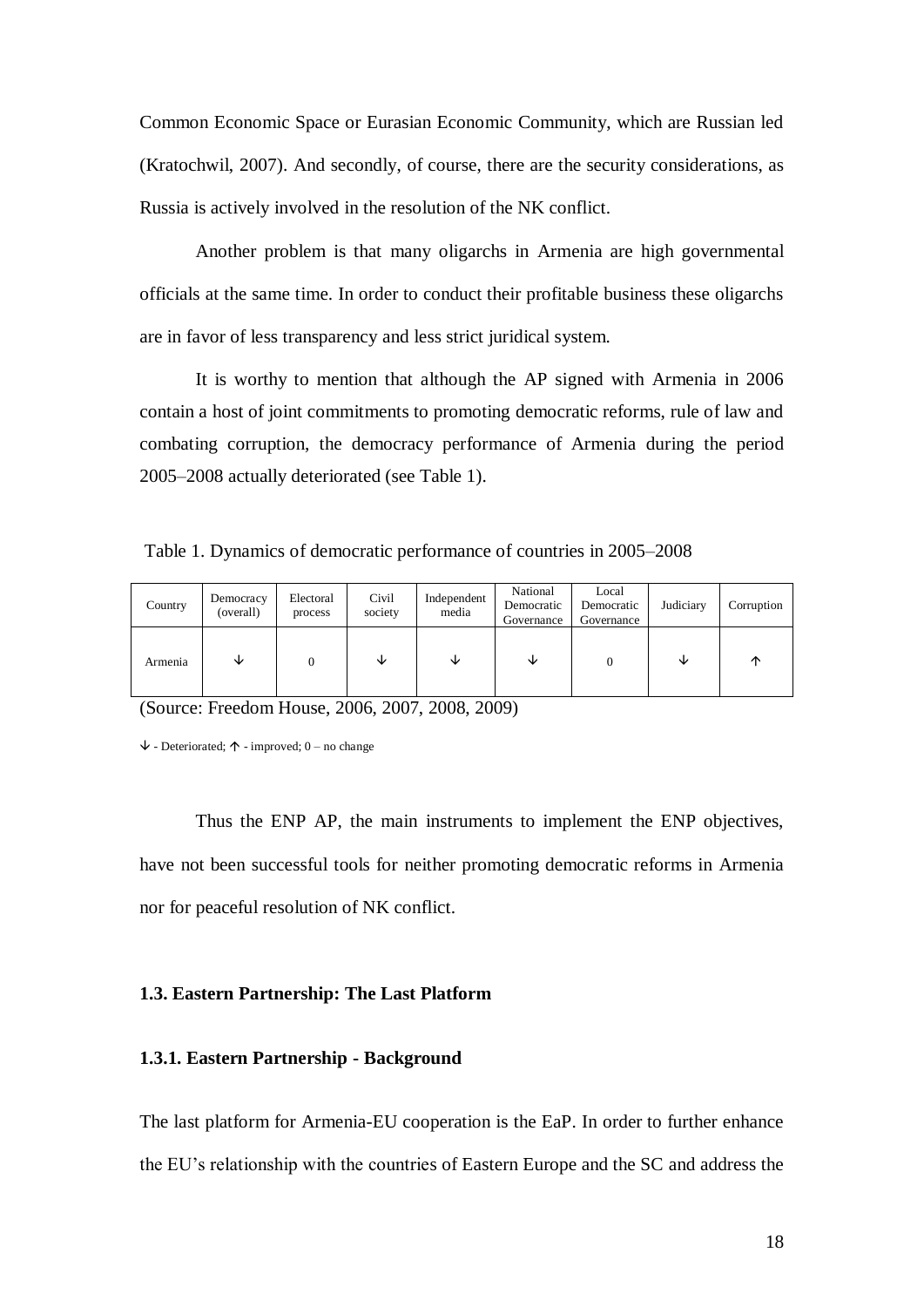Common Economic Space or Eurasian Economic Community, which are Russian led (Kratochwil, 2007). And secondly, of course, there are the security considerations, as Russia is actively involved in the resolution of the NK conflict.

Another problem is that many oligarchs in Armenia are high governmental officials at the same time. In order to conduct their profitable business these oligarchs are in favor of less transparency and less strict juridical system.

It is worthy to mention that although the AP signed with Armenia in 2006 contain a host of joint commitments to promoting democratic reforms, rule of law and combating corruption, the democracy performance of Armenia during the period 2005–2008 actually deteriorated (see Table 1).

Table 1. Dynamics of democratic performance of countries in 2005–2008

| Country | Democracy (overall) | Electoral process | Civil society | Independent media | National Democratic Governance | Local Democratic Governance | Judiciary | Corruption |
|---|---|---|---|---|---|---|---|---|
| Armenia | ↓ | 0 | ↓ | ↓ | ↓ | 0 | ↓ | ↑ |

(Source: Freedom House, 2006, 2007, 2008, 2009)

↓ - Deteriorated; ↑ - improved; 0 – no change

Thus the ENP AP, the main instruments to implement the ENP objectives, have not been successful tools for neither promoting democratic reforms in Armenia nor for peaceful resolution of NK conflict.

### 1.3. Eastern Partnership: The Last Platform

#### 1.3.1. Eastern Partnership - Background

The last platform for Armenia-EU cooperation is the EaP. In order to further enhance the EU's relationship with the countries of Eastern Europe and the SC and address the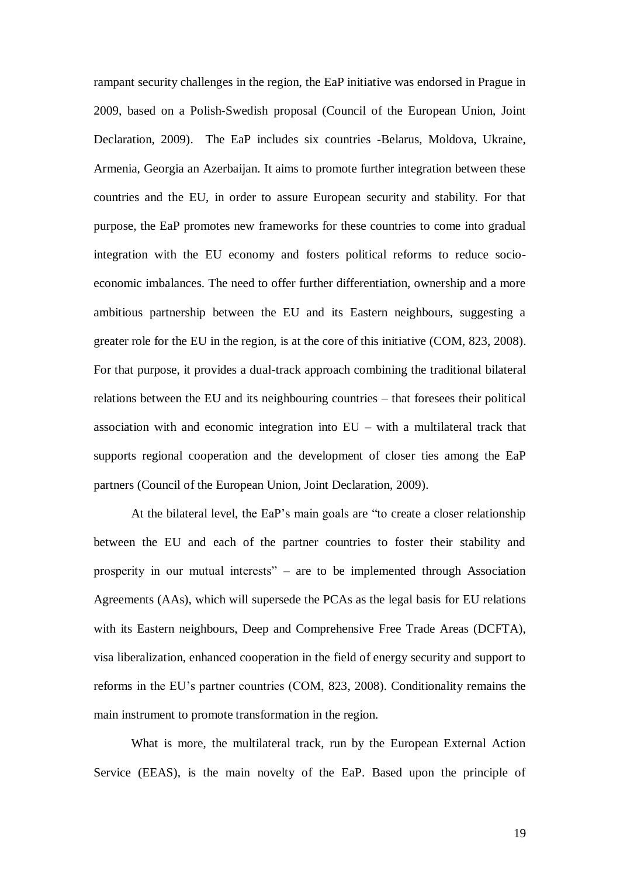rampant security challenges in the region, the EaP initiative was endorsed in Prague in 2009, based on a Polish-Swedish proposal (Council of the European Union, Joint Declaration, 2009). The EaP includes six countries -Belarus, Moldova, Ukraine, Armenia, Georgia an Azerbaijan. It aims to promote further integration between these countries and the EU, in order to assure European security and stability. For that purpose, the EaP promotes new frameworks for these countries to come into gradual integration with the EU economy and fosters political reforms to reduce socio-economic imbalances. The need to offer further differentiation, ownership and a more ambitious partnership between the EU and its Eastern neighbours, suggesting a greater role for the EU in the region, is at the core of this initiative (COM, 823, 2008). For that purpose, it provides a dual-track approach combining the traditional bilateral relations between the EU and its neighbouring countries – that foresees their political association with and economic integration into EU – with a multilateral track that supports regional cooperation and the development of closer ties among the EaP partners (Council of the European Union, Joint Declaration, 2009).

At the bilateral level, the EaP's main goals are "to create a closer relationship between the EU and each of the partner countries to foster their stability and prosperity in our mutual interests" – are to be implemented through Association Agreements (AAs), which will supersede the PCAs as the legal basis for EU relations with its Eastern neighbours, Deep and Comprehensive Free Trade Areas (DCFTA), visa liberalization, enhanced cooperation in the field of energy security and support to reforms in the EU's partner countries (COM, 823, 2008). Conditionality remains the main instrument to promote transformation in the region.

What is more, the multilateral track, run by the European External Action Service (EEAS), is the main novelty of the EaP. Based upon the principle of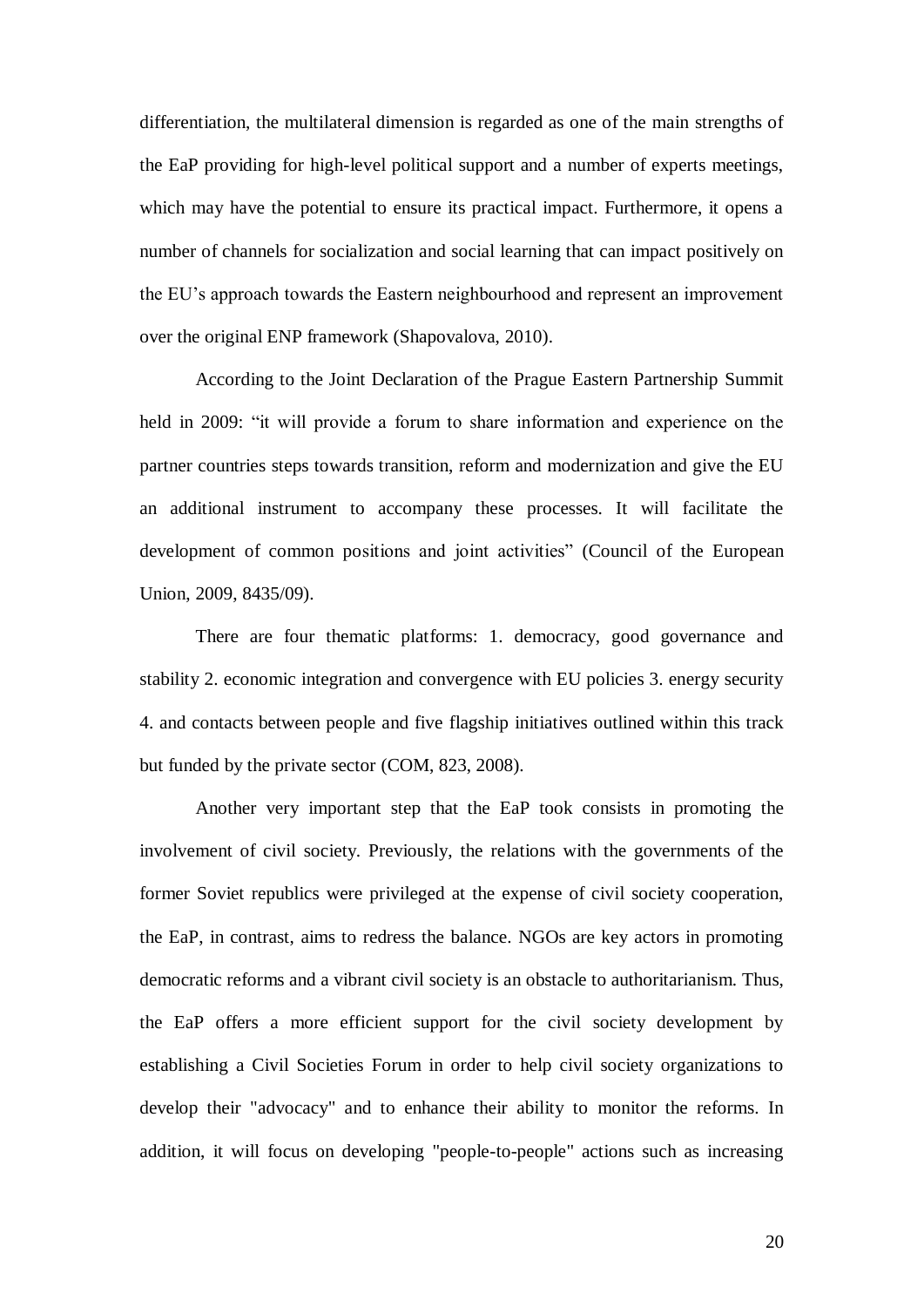differentiation, the multilateral dimension is regarded as one of the main strengths of the EaP providing for high-level political support and a number of experts meetings, which may have the potential to ensure its practical impact. Furthermore, it opens a number of channels for socialization and social learning that can impact positively on the EU's approach towards the Eastern neighbourhood and represent an improvement over the original ENP framework (Shapovalova, 2010).

According to the Joint Declaration of the Prague Eastern Partnership Summit held in 2009: "it will provide a forum to share information and experience on the partner countries steps towards transition, reform and modernization and give the EU an additional instrument to accompany these processes. It will facilitate the development of common positions and joint activities" (Council of the European Union, 2009, 8435/09).

There are four thematic platforms: 1. democracy, good governance and stability 2. economic integration and convergence with EU policies 3. energy security 4. and contacts between people and five flagship initiatives outlined within this track but funded by the private sector (COM, 823, 2008).

Another very important step that the EaP took consists in promoting the involvement of civil society. Previously, the relations with the governments of the former Soviet republics were privileged at the expense of civil society cooperation, the EaP, in contrast, aims to redress the balance. NGOs are key actors in promoting democratic reforms and a vibrant civil society is an obstacle to authoritarianism. Thus, the EaP offers a more efficient support for the civil society development by establishing a Civil Societies Forum in order to help civil society organizations to develop their "advocacy" and to enhance their ability to monitor the reforms. In addition, it will focus on developing "people-to-people" actions such as increasing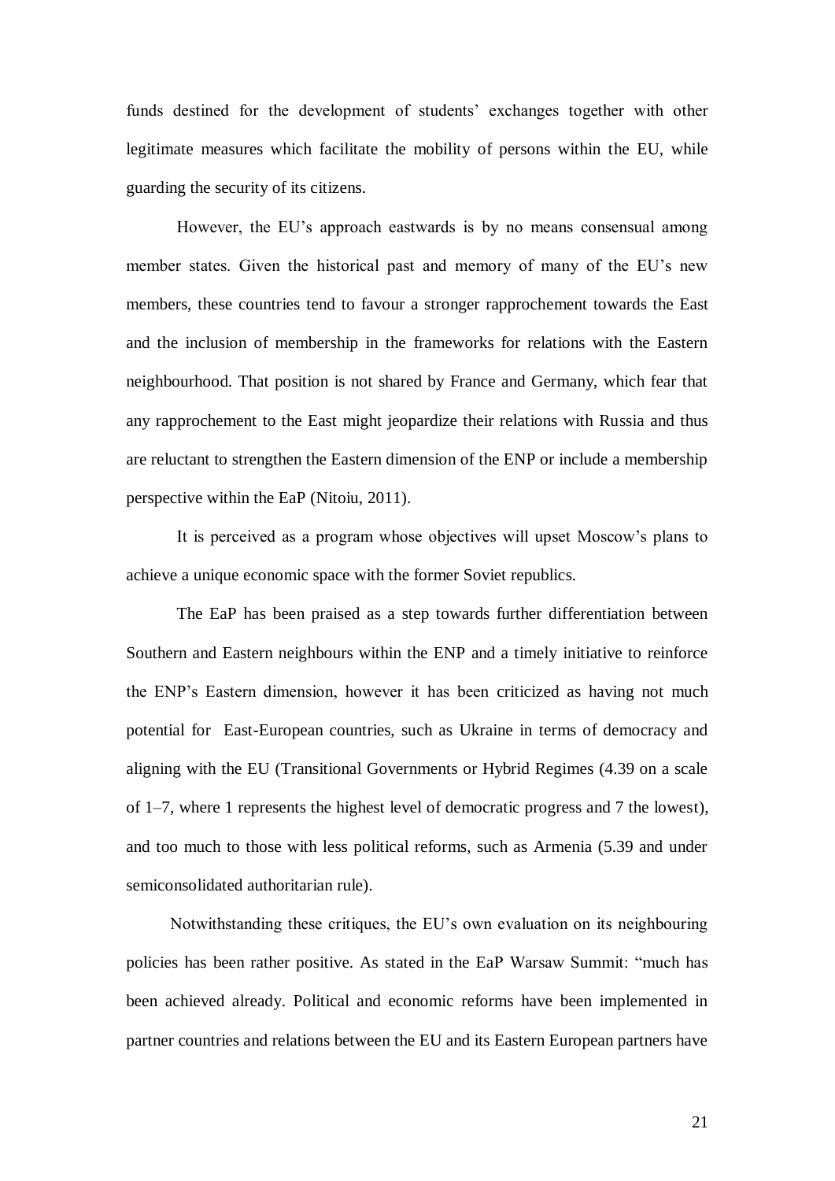funds destined for the development of students' exchanges together with other legitimate measures which facilitate the mobility of persons within the EU, while guarding the security of its citizens.

However, the EU's approach eastwards is by no means consensual among member states. Given the historical past and memory of many of the EU's new members, these countries tend to favour a stronger rapprochement towards the East and the inclusion of membership in the frameworks for relations with the Eastern neighbourhood. That position is not shared by France and Germany, which fear that any rapprochement to the East might jeopardize their relations with Russia and thus are reluctant to strengthen the Eastern dimension of the ENP or include a membership perspective within the EaP (Nitoiu, 2011).

It is perceived as a program whose objectives will upset Moscow's plans to achieve a unique economic space with the former Soviet republics.

The EaP has been praised as a step towards further differentiation between Southern and Eastern neighbours within the ENP and a timely initiative to reinforce the ENP's Eastern dimension, however it has been criticized as having not much potential for East-European countries, such as Ukraine in terms of democracy and aligning with the EU (Transitional Governments or Hybrid Regimes (4.39 on a scale of 1–7, where 1 represents the highest level of democratic progress and 7 the lowest), and too much to those with less political reforms, such as Armenia (5.39 and under semiconsolidated authoritarian rule).

Notwithstanding these critiques, the EU's own evaluation on its neighbouring policies has been rather positive. As stated in the EaP Warsaw Summit: "much has been achieved already. Political and economic reforms have been implemented in partner countries and relations between the EU and its Eastern European partners have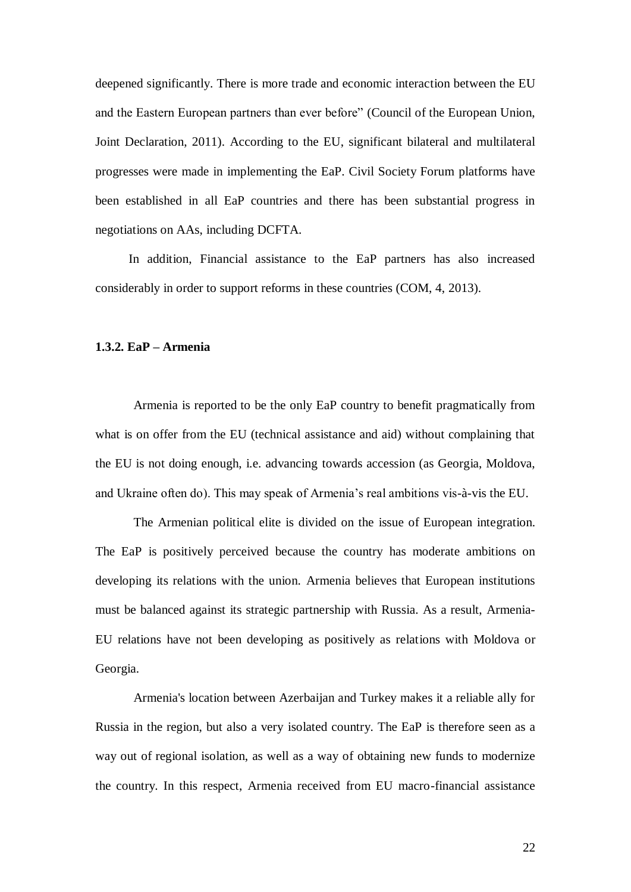deepened significantly. There is more trade and economic interaction between the EU and the Eastern European partners than ever before" (Council of the European Union, Joint Declaration, 2011). According to the EU, significant bilateral and multilateral progresses were made in implementing the EaP. Civil Society Forum platforms have been established in all EaP countries and there has been substantial progress in negotiations on AAs, including DCFTA.

In addition, Financial assistance to the EaP partners has also increased considerably in order to support reforms in these countries (COM, 4, 2013).

### 1.3.2. EaP – Armenia

Armenia is reported to be the only EaP country to benefit pragmatically from what is on offer from the EU (technical assistance and aid) without complaining that the EU is not doing enough, i.e. advancing towards accession (as Georgia, Moldova, and Ukraine often do). This may speak of Armenia's real ambitions vis-à-vis the EU.

The Armenian political elite is divided on the issue of European integration. The EaP is positively perceived because the country has moderate ambitions on developing its relations with the union. Armenia believes that European institutions must be balanced against its strategic partnership with Russia. As a result, Armenia-EU relations have not been developing as positively as relations with Moldova or Georgia.

Armenia's location between Azerbaijan and Turkey makes it a reliable ally for Russia in the region, but also a very isolated country. The EaP is therefore seen as a way out of regional isolation, as well as a way of obtaining new funds to modernize the country. In this respect, Armenia received from EU macro-financial assistance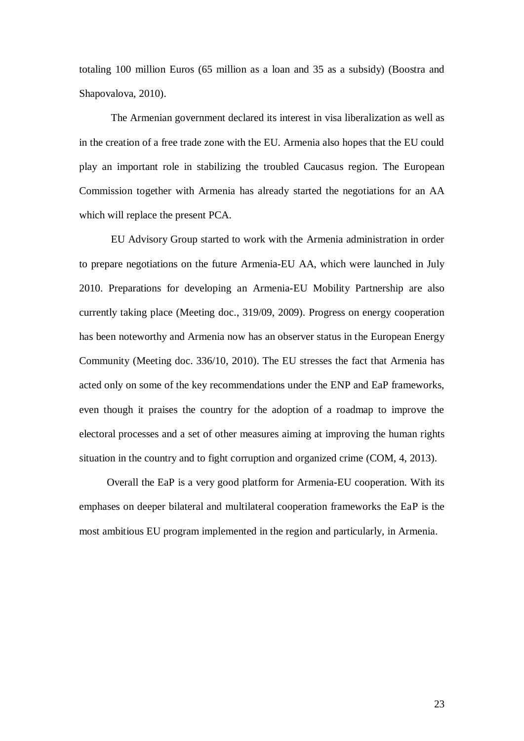totaling 100 million Euros (65 million as a loan and 35 as a subsidy) (Boostra and Shapovalova, 2010).

The Armenian government declared its interest in visa liberalization as well as in the creation of a free trade zone with the EU. Armenia also hopes that the EU could play an important role in stabilizing the troubled Caucasus region. The European Commission together with Armenia has already started the negotiations for an AA which will replace the present PCA.

EU Advisory Group started to work with the Armenia administration in order to prepare negotiations on the future Armenia-EU AA, which were launched in July 2010. Preparations for developing an Armenia-EU Mobility Partnership are also currently taking place (Meeting doc., 319/09, 2009). Progress on energy cooperation has been noteworthy and Armenia now has an observer status in the European Energy Community (Meeting doc. 336/10, 2010). The EU stresses the fact that Armenia has acted only on some of the key recommendations under the ENP and EaP frameworks, even though it praises the country for the adoption of a roadmap to improve the electoral processes and a set of other measures aiming at improving the human rights situation in the country and to fight corruption and organized crime (COM, 4, 2013).

Overall the EaP is a very good platform for Armenia-EU cooperation. With its emphases on deeper bilateral and multilateral cooperation frameworks the EaP is the most ambitious EU program implemented in the region and particularly, in Armenia.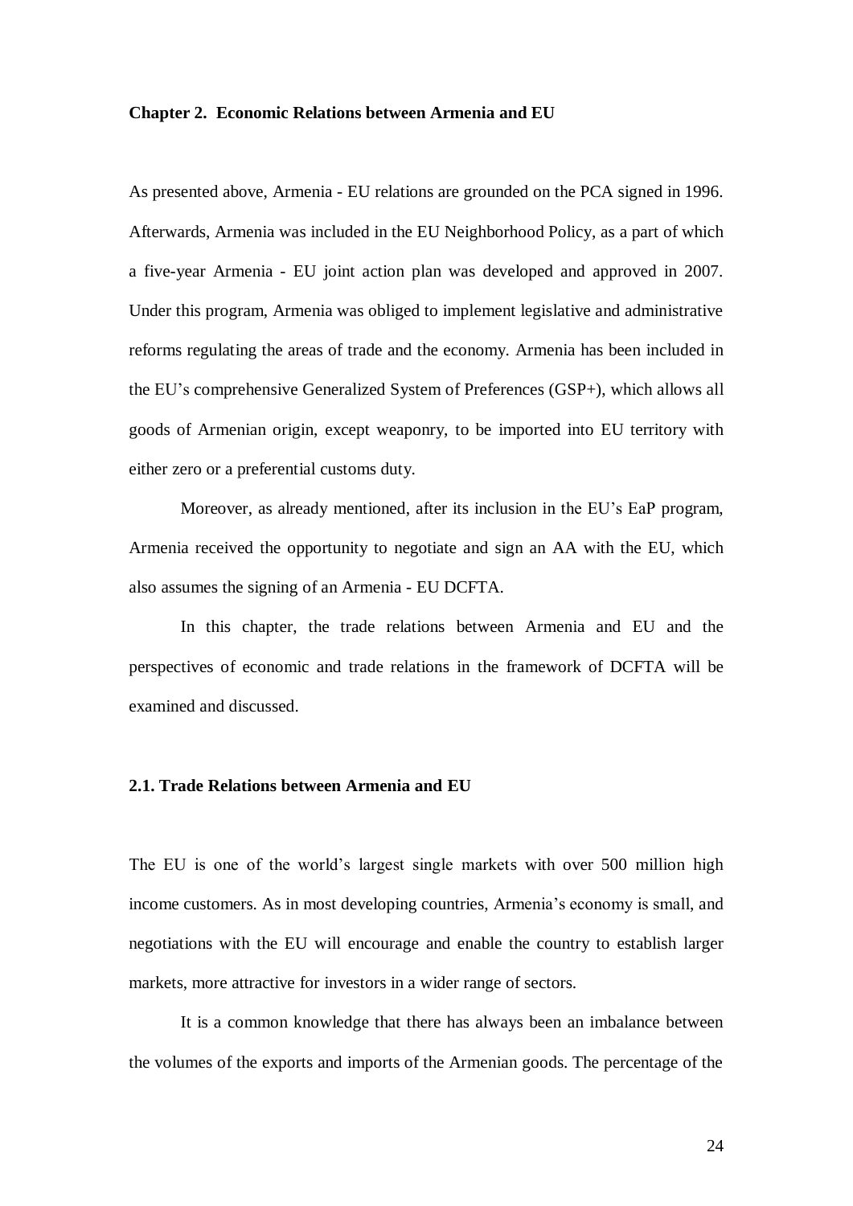## Chapter 2. Economic Relations between Armenia and EU

As presented above, Armenia - EU relations are grounded on the PCA signed in 1996. Afterwards, Armenia was included in the EU Neighborhood Policy, as a part of which a five-year Armenia - EU joint action plan was developed and approved in 2007. Under this program, Armenia was obliged to implement legislative and administrative reforms regulating the areas of trade and the economy. Armenia has been included in the EU's comprehensive Generalized System of Preferences (GSP+), which allows all goods of Armenian origin, except weaponry, to be imported into EU territory with either zero or a preferential customs duty.

Moreover, as already mentioned, after its inclusion in the EU's EaP program, Armenia received the opportunity to negotiate and sign an AA with the EU, which also assumes the signing of an Armenia - EU DCFTA.

In this chapter, the trade relations between Armenia and EU and the perspectives of economic and trade relations in the framework of DCFTA will be examined and discussed.

### 2.1. Trade Relations between Armenia and EU

The EU is one of the world's largest single markets with over 500 million high income customers. As in most developing countries, Armenia's economy is small, and negotiations with the EU will encourage and enable the country to establish larger markets, more attractive for investors in a wider range of sectors.

It is a common knowledge that there has always been an imbalance between the volumes of the exports and imports of the Armenian goods. The percentage of the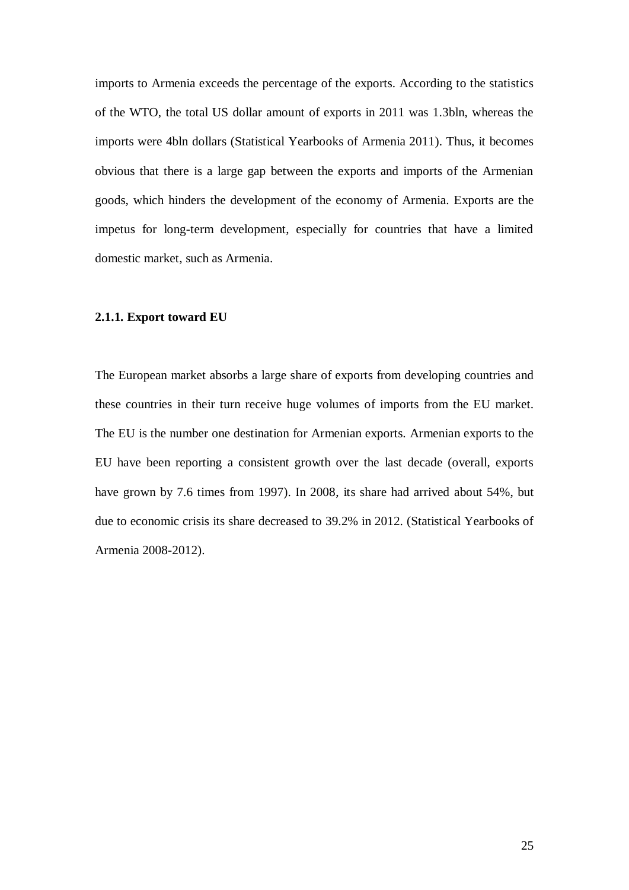imports to Armenia exceeds the percentage of the exports. According to the statistics of the WTO, the total US dollar amount of exports in 2011 was 1.3bln, whereas the imports were 4bln dollars (Statistical Yearbooks of Armenia 2011). Thus, it becomes obvious that there is a large gap between the exports and imports of the Armenian goods, which hinders the development of the economy of Armenia. Exports are the impetus for long-term development, especially for countries that have a limited domestic market, such as Armenia.

#### 2.1.1. Export toward EU

The European market absorbs a large share of exports from developing countries and these countries in their turn receive huge volumes of imports from the EU market. The EU is the number one destination for Armenian exports. Armenian exports to the EU have been reporting a consistent growth over the last decade (overall, exports have grown by 7.6 times from 1997). In 2008, its share had arrived about 54%, but due to economic crisis its share decreased to 39.2% in 2012. (Statistical Yearbooks of Armenia 2008-2012).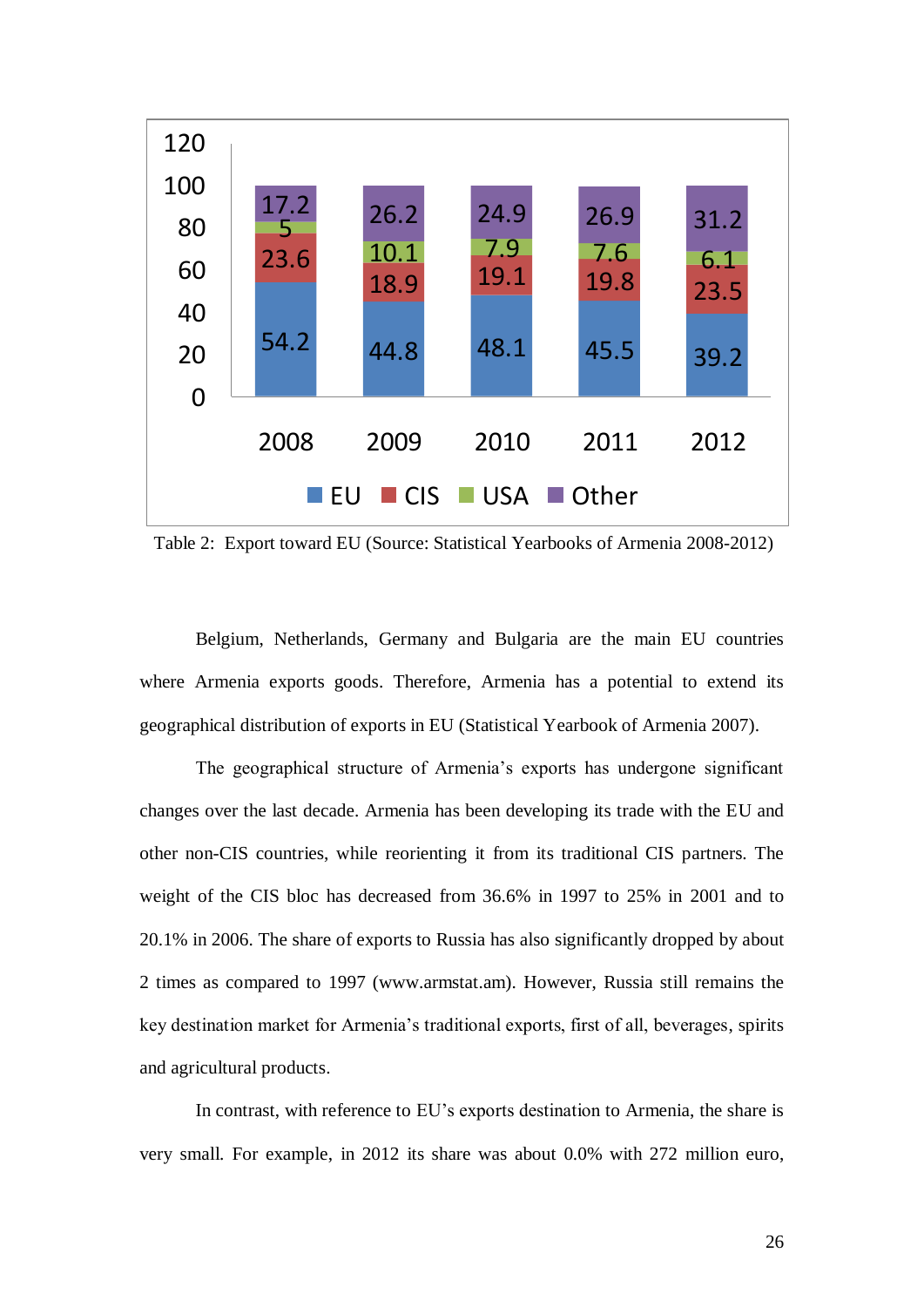| | 2008 | 2009 | 2010 | 2011 | 2012 |
|---|---|---|---|---|---|
| EU | 54.2 | 44.8 | 48.1 | 45.5 | 39.2 |
| CIS | 23.6 | 18.9 | 19.1 | 19.8 | 23.5 |
| USA | 5 | 10.1 | 7.9 | 7.6 | 6.1 |
| Other | 17.2 | 26.2 | 24.9 | 26.9 | 31.2 |

Table 2: Export toward EU (Source: Statistical Yearbooks of Armenia 2008-2012)

Belgium, Netherlands, Germany and Bulgaria are the main EU countries where Armenia exports goods. Therefore, Armenia has a potential to extend its geographical distribution of exports in EU (Statistical Yearbook of Armenia 2007).

The geographical structure of Armenia's exports has undergone significant changes over the last decade. Armenia has been developing its trade with the EU and other non-CIS countries, while reorienting it from its traditional CIS partners. The weight of the CIS bloc has decreased from 36.6% in 1997 to 25% in 2001 and to 20.1% in 2006. The share of exports to Russia has also significantly dropped by about 2 times as compared to 1997 (www.armstat.am). However, Russia still remains the key destination market for Armenia's traditional exports, first of all, beverages, spirits and agricultural products.

In contrast, with reference to EU's exports destination to Armenia, the share is very small. For example, in 2012 its share was about 0.0% with 272 million euro,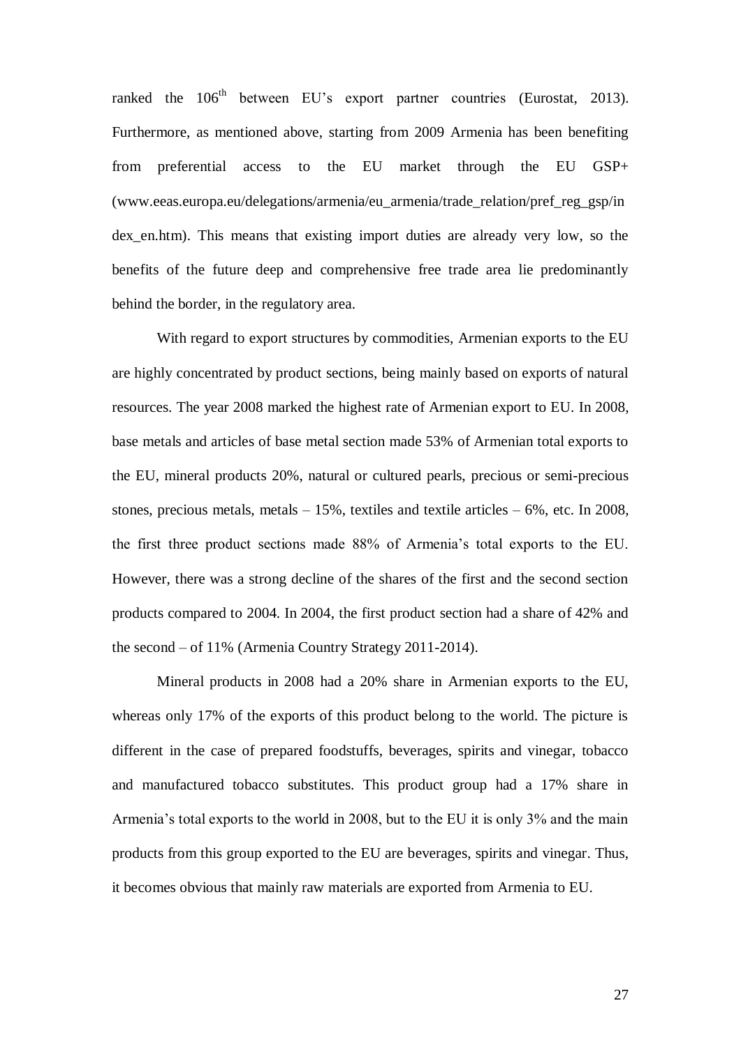ranked the 106th between EU's export partner countries (Eurostat, 2013). Furthermore, as mentioned above, starting from 2009 Armenia has been benefiting from preferential access to the EU market through the EU GSP+ (www.eeas.europa.eu/delegations/armenia/eu_armenia/trade_relation/pref_reg_gsp/index_en.htm). This means that existing import duties are already very low, so the benefits of the future deep and comprehensive free trade area lie predominantly behind the border, in the regulatory area.

With regard to export structures by commodities, Armenian exports to the EU are highly concentrated by product sections, being mainly based on exports of natural resources. The year 2008 marked the highest rate of Armenian export to EU. In 2008, base metals and articles of base metal section made 53% of Armenian total exports to the EU, mineral products 20%, natural or cultured pearls, precious or semi-precious stones, precious metals, metals – 15%, textiles and textile articles – 6%, etc. In 2008, the first three product sections made 88% of Armenia's total exports to the EU. However, there was a strong decline of the shares of the first and the second section products compared to 2004. In 2004, the first product section had a share of 42% and the second – of 11% (Armenia Country Strategy 2011-2014).

Mineral products in 2008 had a 20% share in Armenian exports to the EU, whereas only 17% of the exports of this product belong to the world. The picture is different in the case of prepared foodstuffs, beverages, spirits and vinegar, tobacco and manufactured tobacco substitutes. This product group had a 17% share in Armenia's total exports to the world in 2008, but to the EU it is only 3% and the main products from this group exported to the EU are beverages, spirits and vinegar. Thus, it becomes obvious that mainly raw materials are exported from Armenia to EU.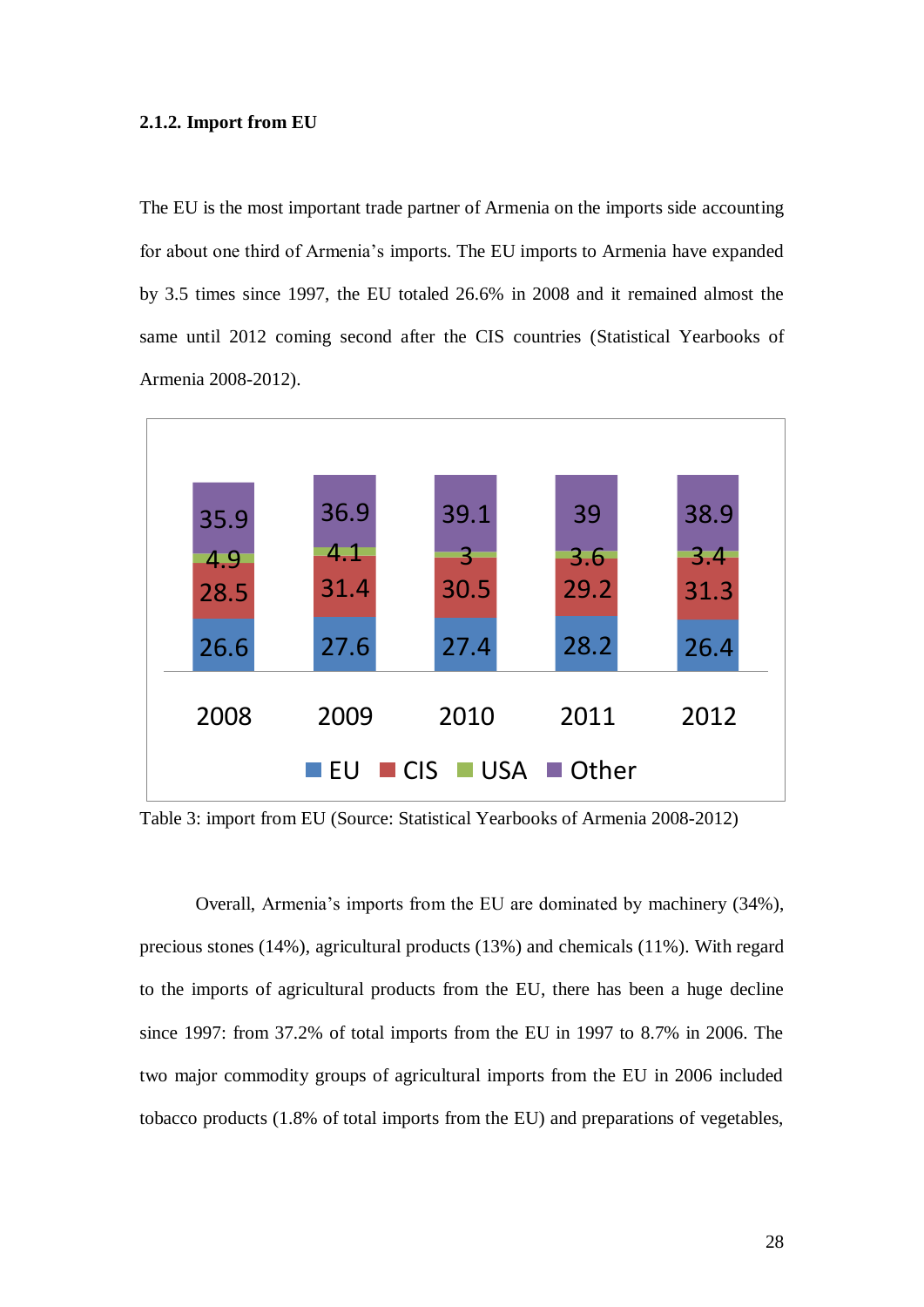### 2.1.2. Import from EU

The EU is the most important trade partner of Armenia on the imports side accounting for about one third of Armenia's imports. The EU imports to Armenia have expanded by 3.5 times since 1997, the EU totaled 26.6% in 2008 and it remained almost the same until 2012 coming second after the CIS countries (Statistical Yearbooks of Armenia 2008-2012).

| | 2008 | 2009 | 2010 | 2011 | 2012 |
|---|---|---|---|---|---|
| EU | 26.6 | 27.6 | 27.4 | 28.2 | 26.4 |
| CIS | 28.5 | 31.4 | 30.5 | 29.2 | 31.3 |
| USA | 4.9 | 4.1 | 3 | 3.6 | 3.4 |
| Other | 35.9 | 36.9 | 39.1 | 39 | 38.9 |

Table 3: import from EU (Source: Statistical Yearbooks of Armenia 2008-2012)

Overall, Armenia's imports from the EU are dominated by machinery (34%), precious stones (14%), agricultural products (13%) and chemicals (11%). With regard to the imports of agricultural products from the EU, there has been a huge decline since 1997: from 37.2% of total imports from the EU in 1997 to 8.7% in 2006. The two major commodity groups of agricultural imports from the EU in 2006 included tobacco products (1.8% of total imports from the EU) and preparations of vegetables,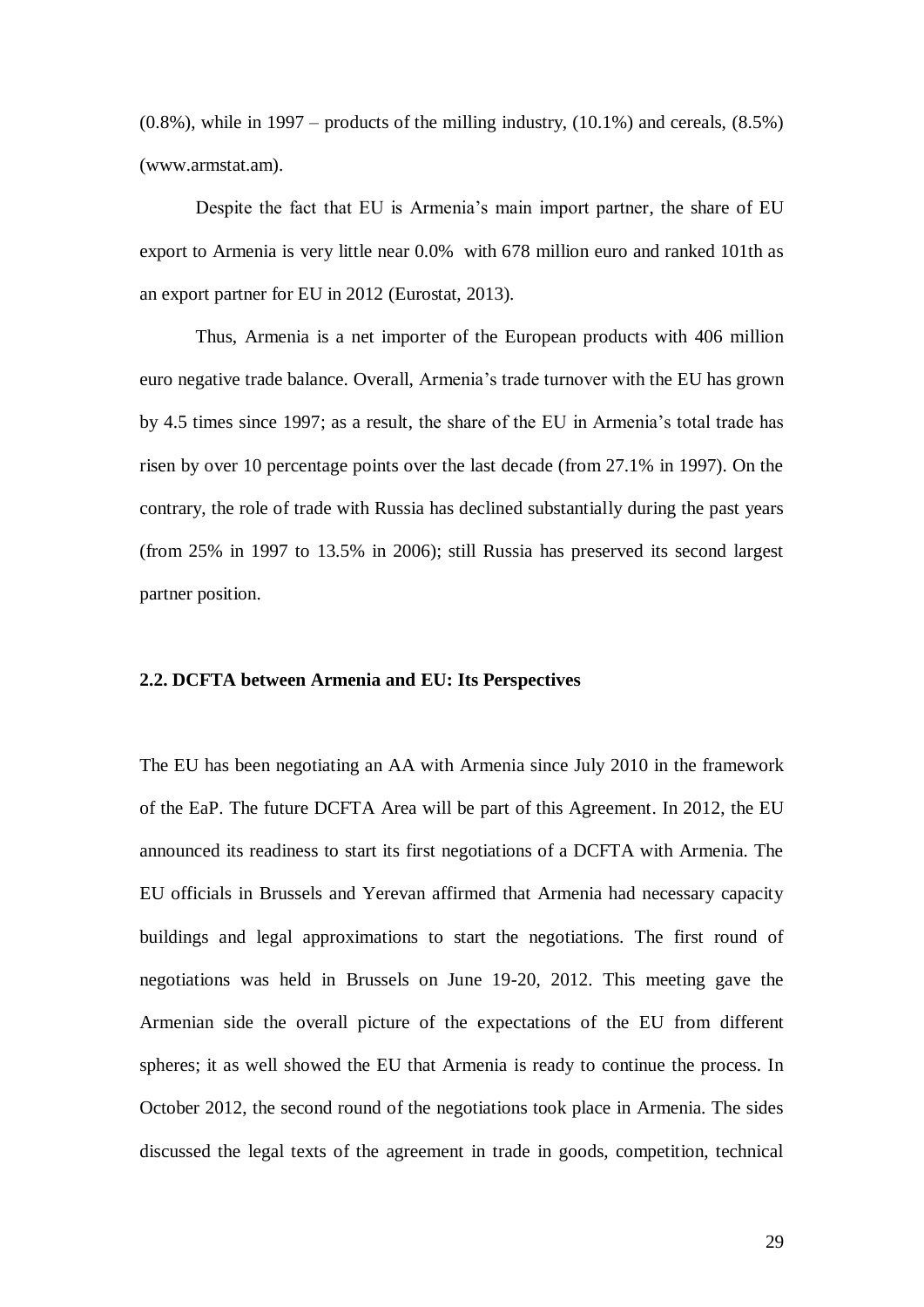(0.8%), while in 1997 – products of the milling industry, (10.1%) and cereals, (8.5%) (www.armstat.am).

Despite the fact that EU is Armenia's main import partner, the share of EU export to Armenia is very little near 0.0% with 678 million euro and ranked 101th as an export partner for EU in 2012 (Eurostat, 2013).

Thus, Armenia is a net importer of the European products with 406 million euro negative trade balance. Overall, Armenia's trade turnover with the EU has grown by 4.5 times since 1997; as a result, the share of the EU in Armenia's total trade has risen by over 10 percentage points over the last decade (from 27.1% in 1997). On the contrary, the role of trade with Russia has declined substantially during the past years (from 25% in 1997 to 13.5% in 2006); still Russia has preserved its second largest partner position.

### 2.2. DCFTA between Armenia and EU: Its Perspectives

The EU has been negotiating an AA with Armenia since July 2010 in the framework of the EaP. The future DCFTA Area will be part of this Agreement. In 2012, the EU announced its readiness to start its first negotiations of a DCFTA with Armenia. The EU officials in Brussels and Yerevan affirmed that Armenia had necessary capacity buildings and legal approximations to start the negotiations. The first round of negotiations was held in Brussels on June 19-20, 2012. This meeting gave the Armenian side the overall picture of the expectations of the EU from different spheres; it as well showed the EU that Armenia is ready to continue the process. In October 2012, the second round of the negotiations took place in Armenia. The sides discussed the legal texts of the agreement in trade in goods, competition, technical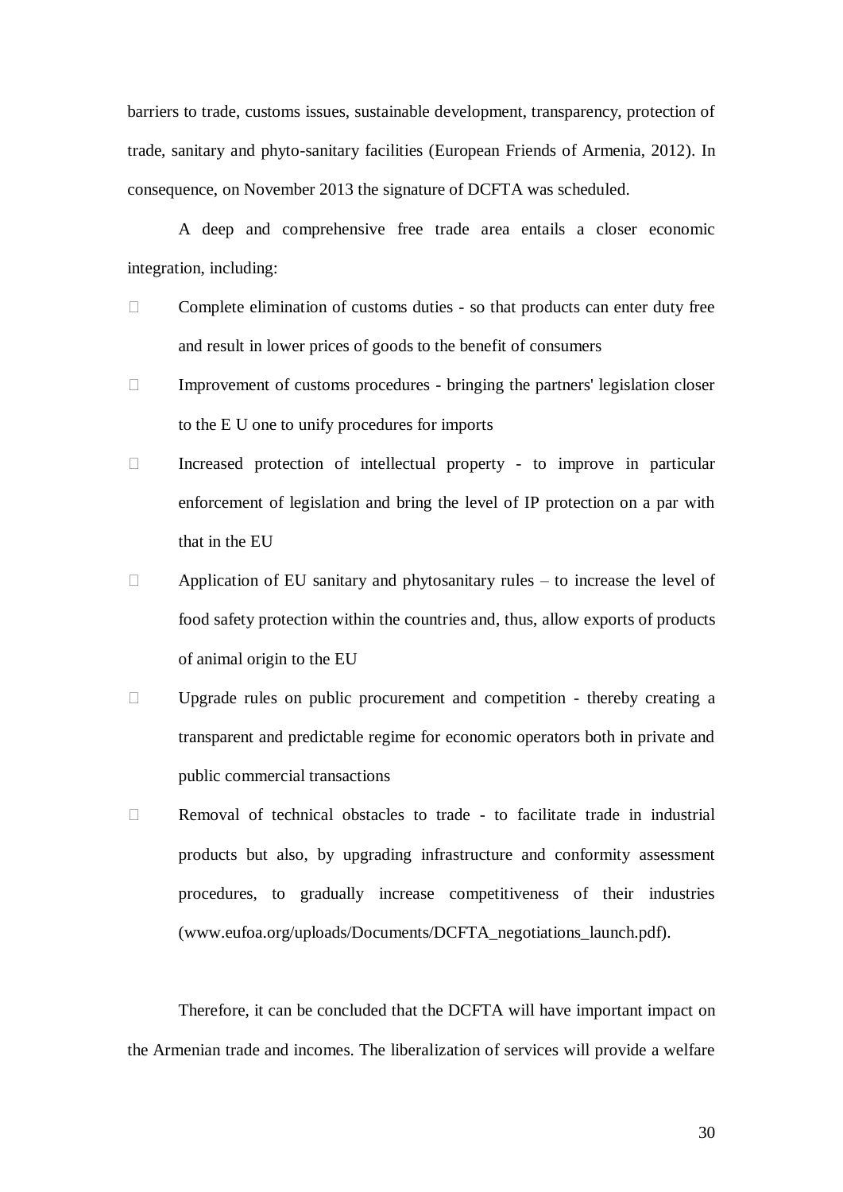barriers to trade, customs issues, sustainable development, transparency, protection of trade, sanitary and phyto-sanitary facilities (European Friends of Armenia, 2012). In consequence, on November 2013 the signature of DCFTA was scheduled.

A deep and comprehensive free trade area entails a closer economic integration, including:

- Complete elimination of customs duties - so that products can enter duty free and result in lower prices of goods to the benefit of consumers
- Improvement of customs procedures - bringing the partners' legislation closer to the E U one to unify procedures for imports
- Increased protection of intellectual property - to improve in particular enforcement of legislation and bring the level of IP protection on a par with that in the EU
- Application of EU sanitary and phytosanitary rules – to increase the level of food safety protection within the countries and, thus, allow exports of products of animal origin to the EU
- Upgrade rules on public procurement and competition - thereby creating a transparent and predictable regime for economic operators both in private and public commercial transactions
- Removal of technical obstacles to trade - to facilitate trade in industrial products but also, by upgrading infrastructure and conformity assessment procedures, to gradually increase competitiveness of their industries (www.eufoa.org/uploads/Documents/DCFTA_negotiations_launch.pdf).

Therefore, it can be concluded that the DCFTA will have important impact on the Armenian trade and incomes. The liberalization of services will provide a welfare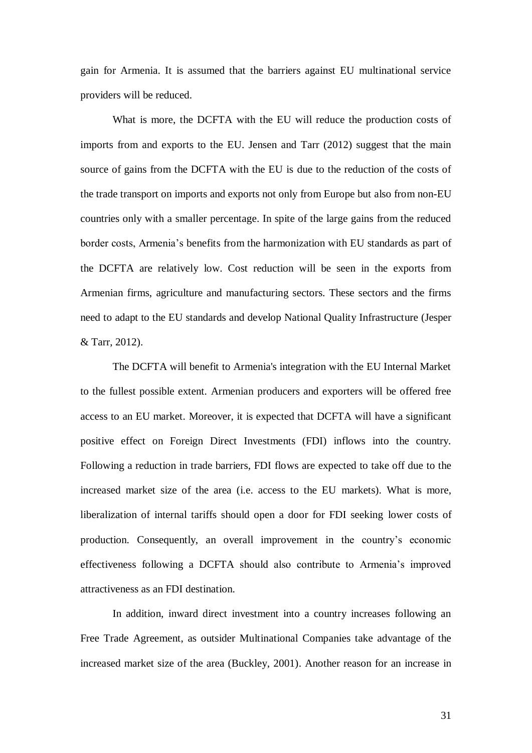gain for Armenia. It is assumed that the barriers against EU multinational service providers will be reduced.

What is more, the DCFTA with the EU will reduce the production costs of imports from and exports to the EU. Jensen and Tarr (2012) suggest that the main source of gains from the DCFTA with the EU is due to the reduction of the costs of the trade transport on imports and exports not only from Europe but also from non-EU countries only with a smaller percentage. In spite of the large gains from the reduced border costs, Armenia's benefits from the harmonization with EU standards as part of the DCFTA are relatively low. Cost reduction will be seen in the exports from Armenian firms, agriculture and manufacturing sectors. These sectors and the firms need to adapt to the EU standards and develop National Quality Infrastructure (Jesper & Tarr, 2012).

The DCFTA will benefit to Armenia's integration with the EU Internal Market to the fullest possible extent. Armenian producers and exporters will be offered free access to an EU market. Moreover, it is expected that DCFTA will have a significant positive effect on Foreign Direct Investments (FDI) inflows into the country. Following a reduction in trade barriers, FDI flows are expected to take off due to the increased market size of the area (i.e. access to the EU markets). What is more, liberalization of internal tariffs should open a door for FDI seeking lower costs of production. Consequently, an overall improvement in the country's economic effectiveness following a DCFTA should also contribute to Armenia's improved attractiveness as an FDI destination.

In addition, inward direct investment into a country increases following an Free Trade Agreement, as outsider Multinational Companies take advantage of the increased market size of the area (Buckley, 2001). Another reason for an increase in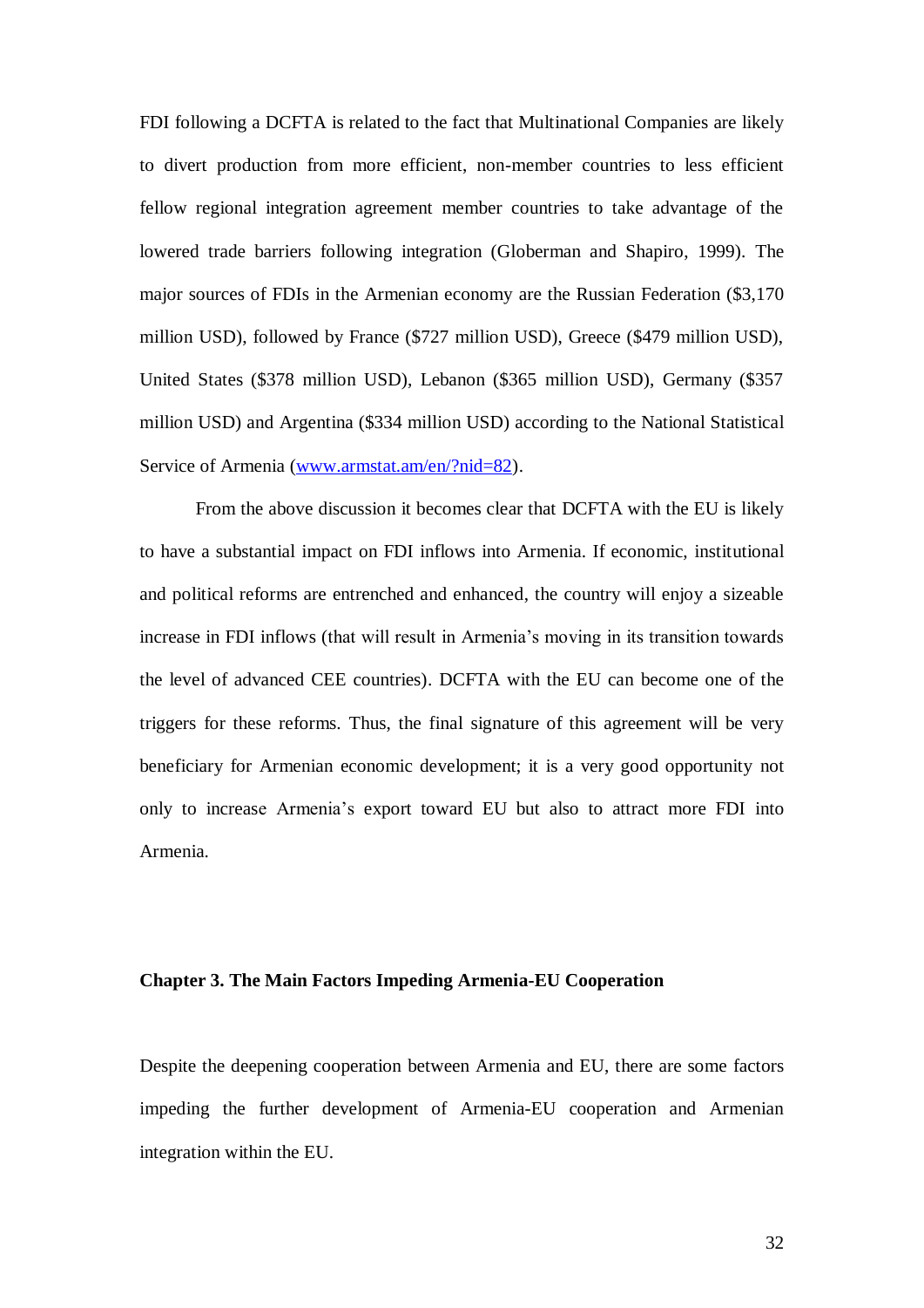FDI following a DCFTA is related to the fact that Multinational Companies are likely to divert production from more efficient, non-member countries to less efficient fellow regional integration agreement member countries to take advantage of the lowered trade barriers following integration (Globerman and Shapiro, 1999). The major sources of FDIs in the Armenian economy are the Russian Federation ($3,170 million USD), followed by France ($727 million USD), Greece ($479 million USD), United States ($378 million USD), Lebanon ($365 million USD), Germany ($357 million USD) and Argentina ($334 million USD) according to the National Statistical Service of Armenia (www.armstat.am/en/?nid=82).

From the above discussion it becomes clear that DCFTA with the EU is likely to have a substantial impact on FDI inflows into Armenia. If economic, institutional and political reforms are entrenched and enhanced, the country will enjoy a sizeable increase in FDI inflows (that will result in Armenia's moving in its transition towards the level of advanced CEE countries). DCFTA with the EU can become one of the triggers for these reforms. Thus, the final signature of this agreement will be very beneficiary for Armenian economic development; it is a very good opportunity not only to increase Armenia's export toward EU but also to attract more FDI into Armenia.

## Chapter 3. The Main Factors Impeding Armenia-EU Cooperation

Despite the deepening cooperation between Armenia and EU, there are some factors impeding the further development of Armenia-EU cooperation and Armenian integration within the EU.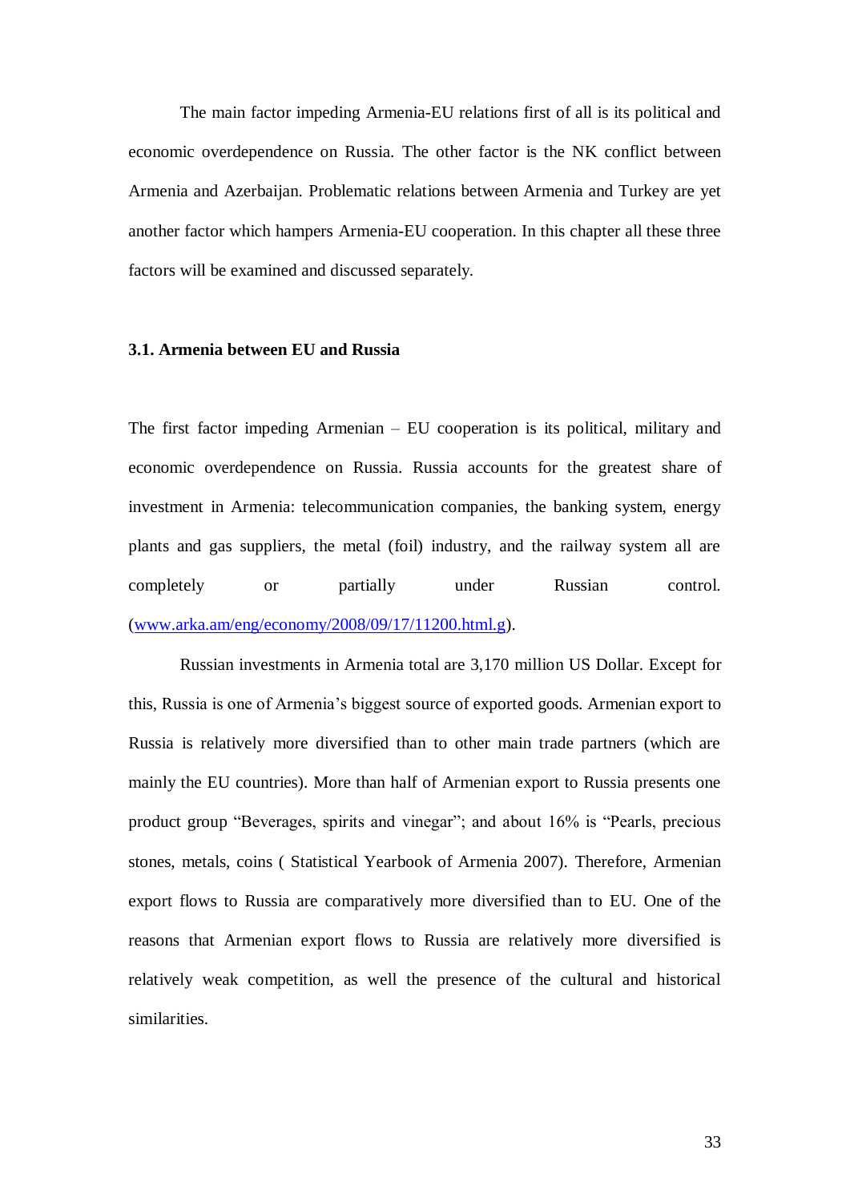The main factor impeding Armenia-EU relations first of all is its political and economic overdependence on Russia. The other factor is the NK conflict between Armenia and Azerbaijan. Problematic relations between Armenia and Turkey are yet another factor which hampers Armenia-EU cooperation. In this chapter all these three factors will be examined and discussed separately.

### 3.1. Armenia between EU and Russia

The first factor impeding Armenian – EU cooperation is its political, military and economic overdependence on Russia. Russia accounts for the greatest share of investment in Armenia: telecommunication companies, the banking system, energy plants and gas suppliers, the metal (foil) industry, and the railway system all are completely or partially under Russian control. (www.arka.am/eng/economy/2008/09/17/11200.html.g).

Russian investments in Armenia total are 3,170 million US Dollar. Except for this, Russia is one of Armenia's biggest source of exported goods. Armenian export to Russia is relatively more diversified than to other main trade partners (which are mainly the EU countries). More than half of Armenian export to Russia presents one product group "Beverages, spirits and vinegar"; and about 16% is "Pearls, precious stones, metals, coins ( Statistical Yearbook of Armenia 2007). Therefore, Armenian export flows to Russia are comparatively more diversified than to EU. One of the reasons that Armenian export flows to Russia are relatively more diversified is relatively weak competition, as well the presence of the cultural and historical similarities.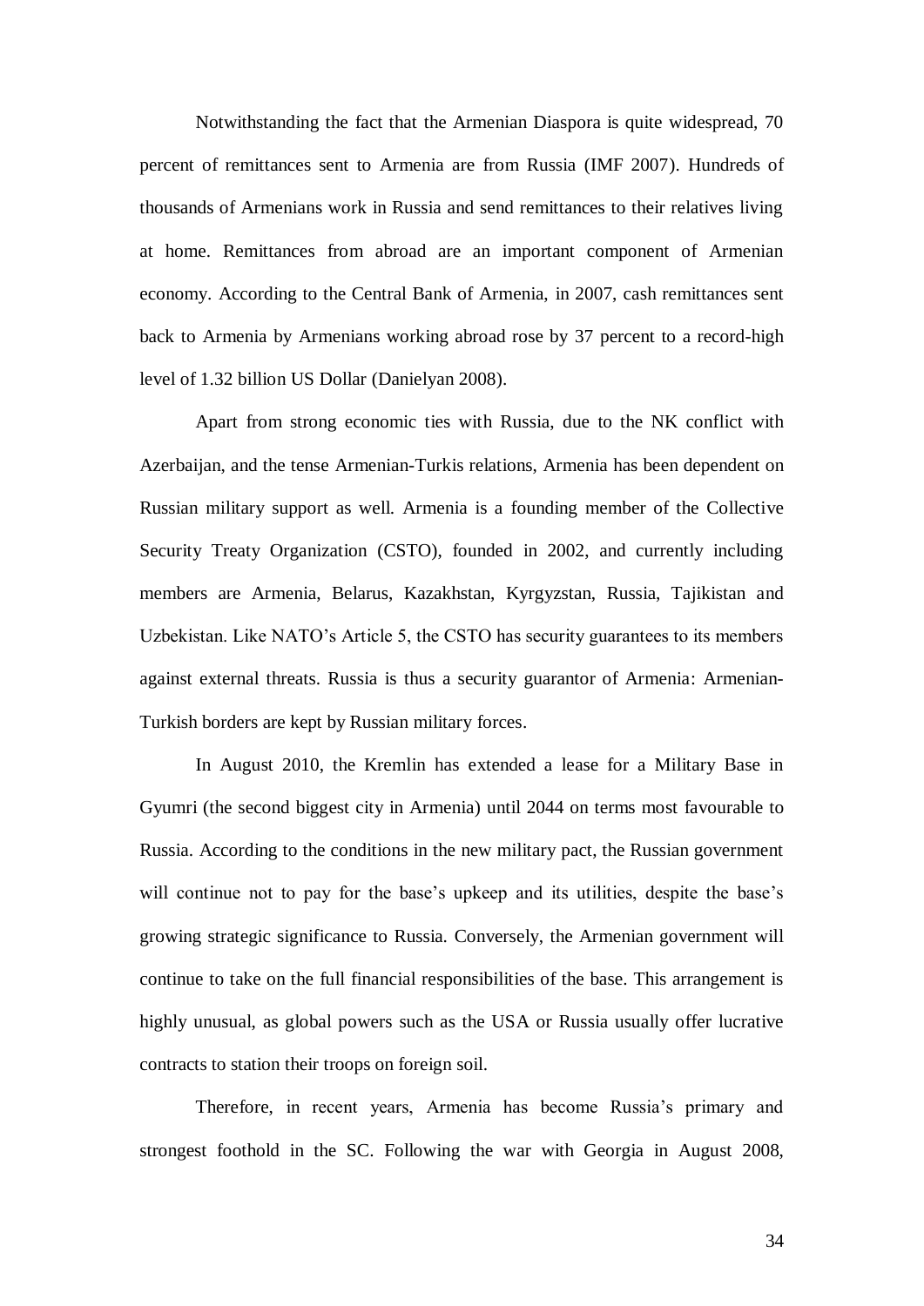Notwithstanding the fact that the Armenian Diaspora is quite widespread, 70 percent of remittances sent to Armenia are from Russia (IMF 2007). Hundreds of thousands of Armenians work in Russia and send remittances to their relatives living at home. Remittances from abroad are an important component of Armenian economy. According to the Central Bank of Armenia, in 2007, cash remittances sent back to Armenia by Armenians working abroad rose by 37 percent to a record-high level of 1.32 billion US Dollar (Danielyan 2008).

Apart from strong economic ties with Russia, due to the NK conflict with Azerbaijan, and the tense Armenian-Turkis relations, Armenia has been dependent on Russian military support as well. Armenia is a founding member of the Collective Security Treaty Organization (CSTO), founded in 2002, and currently including members are Armenia, Belarus, Kazakhstan, Kyrgyzstan, Russia, Tajikistan and Uzbekistan. Like NATO's Article 5, the CSTO has security guarantees to its members against external threats. Russia is thus a security guarantor of Armenia: Armenian-Turkish borders are kept by Russian military forces.

In August 2010, the Kremlin has extended a lease for a Military Base in Gyumri (the second biggest city in Armenia) until 2044 on terms most favourable to Russia. According to the conditions in the new military pact, the Russian government will continue not to pay for the base's upkeep and its utilities, despite the base's growing strategic significance to Russia. Conversely, the Armenian government will continue to take on the full financial responsibilities of the base. This arrangement is highly unusual, as global powers such as the USA or Russia usually offer lucrative contracts to station their troops on foreign soil.

Therefore, in recent years, Armenia has become Russia's primary and strongest foothold in the SC. Following the war with Georgia in August 2008,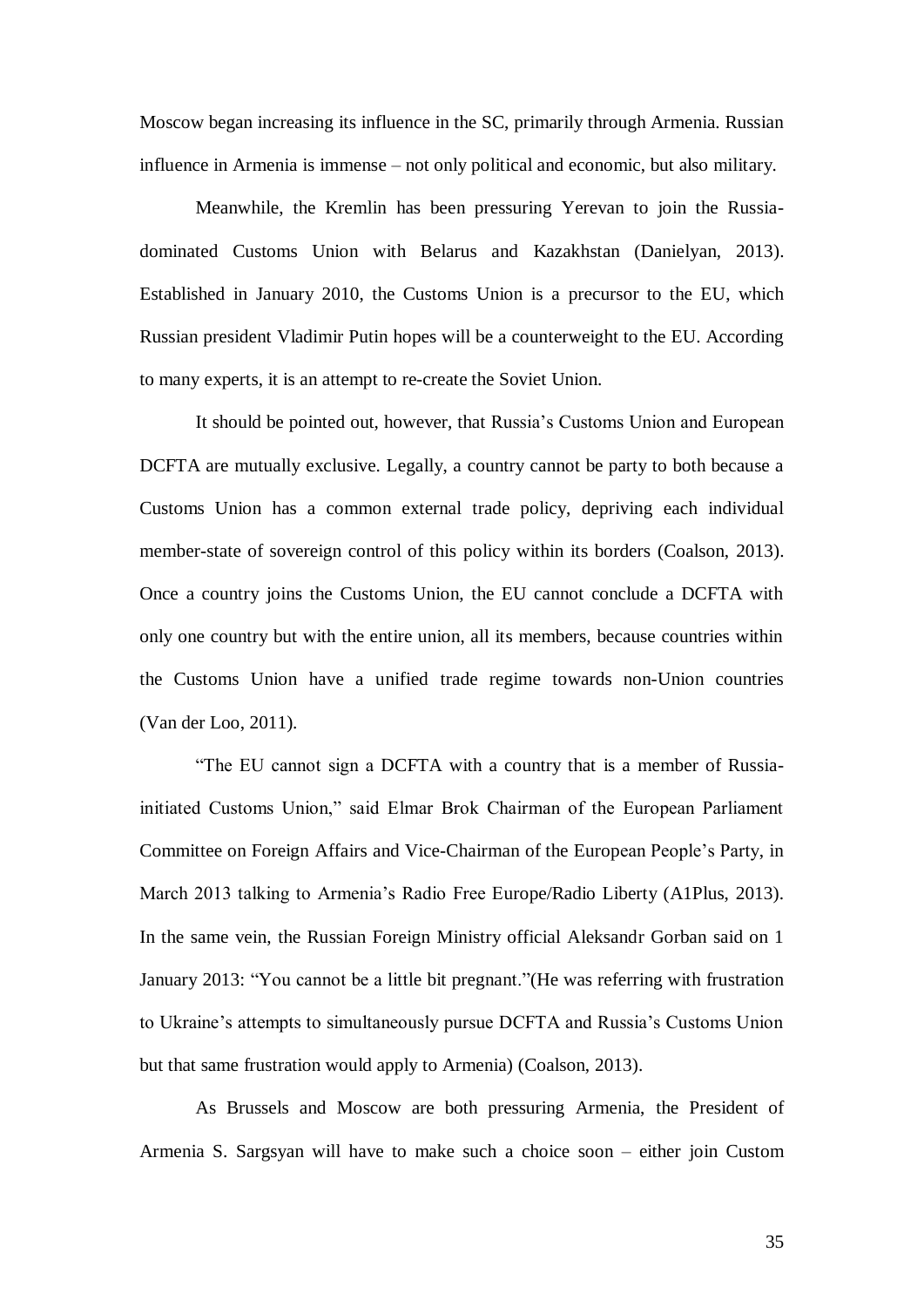Moscow began increasing its influence in the SC, primarily through Armenia. Russian influence in Armenia is immense – not only political and economic, but also military.

Meanwhile, the Kremlin has been pressuring Yerevan to join the Russia-dominated Customs Union with Belarus and Kazakhstan (Danielyan, 2013). Established in January 2010, the Customs Union is a precursor to the EU, which Russian president Vladimir Putin hopes will be a counterweight to the EU. According to many experts, it is an attempt to re-create the Soviet Union.

It should be pointed out, however, that Russia's Customs Union and European DCFTA are mutually exclusive. Legally, a country cannot be party to both because a Customs Union has a common external trade policy, depriving each individual member-state of sovereign control of this policy within its borders (Coalson, 2013). Once a country joins the Customs Union, the EU cannot conclude a DCFTA with only one country but with the entire union, all its members, because countries within the Customs Union have a unified trade regime towards non-Union countries (Van der Loo, 2011).

"The EU cannot sign a DCFTA with a country that is a member of Russia-initiated Customs Union," said Elmar Brok Chairman of the European Parliament Committee on Foreign Affairs and Vice-Chairman of the European People's Party, in March 2013 talking to Armenia's Radio Free Europe/Radio Liberty (A1Plus, 2013). In the same vein, the Russian Foreign Ministry official Aleksandr Gorban said on 1 January 2013: "You cannot be a little bit pregnant."(He was referring with frustration to Ukraine's attempts to simultaneously pursue DCFTA and Russia's Customs Union but that same frustration would apply to Armenia) (Coalson, 2013).

As Brussels and Moscow are both pressuring Armenia, the President of Armenia S. Sargsyan will have to make such a choice soon – either join Custom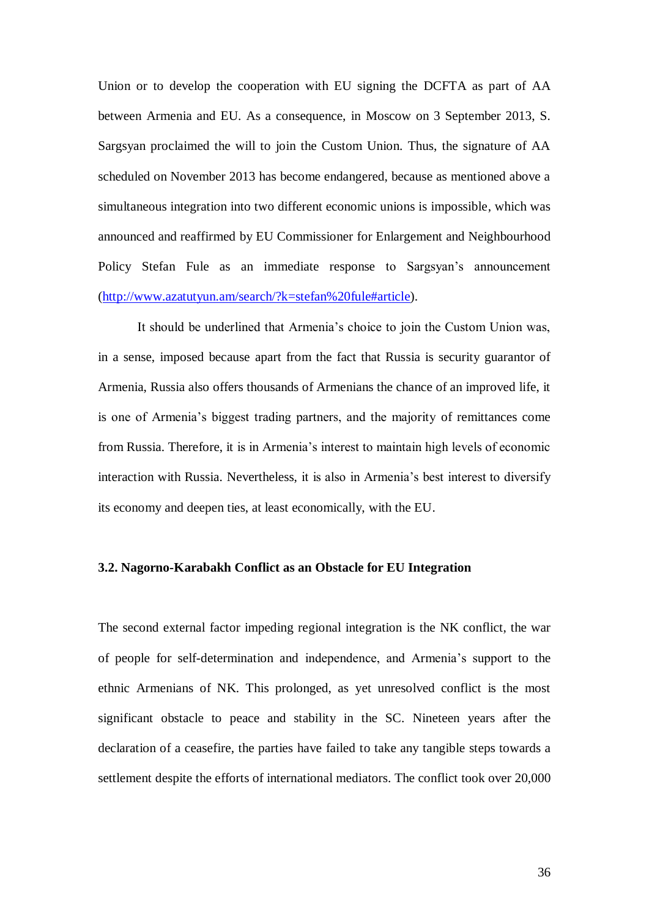Union or to develop the cooperation with EU signing the DCFTA as part of AA between Armenia and EU. As a consequence, in Moscow on 3 September 2013, S. Sargsyan proclaimed the will to join the Custom Union. Thus, the signature of AA scheduled on November 2013 has become endangered, because as mentioned above a simultaneous integration into two different economic unions is impossible, which was announced and reaffirmed by EU Commissioner for Enlargement and Neighbourhood Policy Stefan Fule as an immediate response to Sargsyan's announcement (http://www.azatutyun.am/search/?k=stefan%20fule#article).

It should be underlined that Armenia's choice to join the Custom Union was, in a sense, imposed because apart from the fact that Russia is security guarantor of Armenia, Russia also offers thousands of Armenians the chance of an improved life, it is one of Armenia's biggest trading partners, and the majority of remittances come from Russia. Therefore, it is in Armenia's interest to maintain high levels of economic interaction with Russia. Nevertheless, it is also in Armenia's best interest to diversify its economy and deepen ties, at least economically, with the EU.

### 3.2. Nagorno-Karabakh Conflict as an Obstacle for EU Integration

The second external factor impeding regional integration is the NK conflict, the war of people for self-determination and independence, and Armenia's support to the ethnic Armenians of NK. This prolonged, as yet unresolved conflict is the most significant obstacle to peace and stability in the SC. Nineteen years after the declaration of a ceasefire, the parties have failed to take any tangible steps towards a settlement despite the efforts of international mediators. The conflict took over 20,000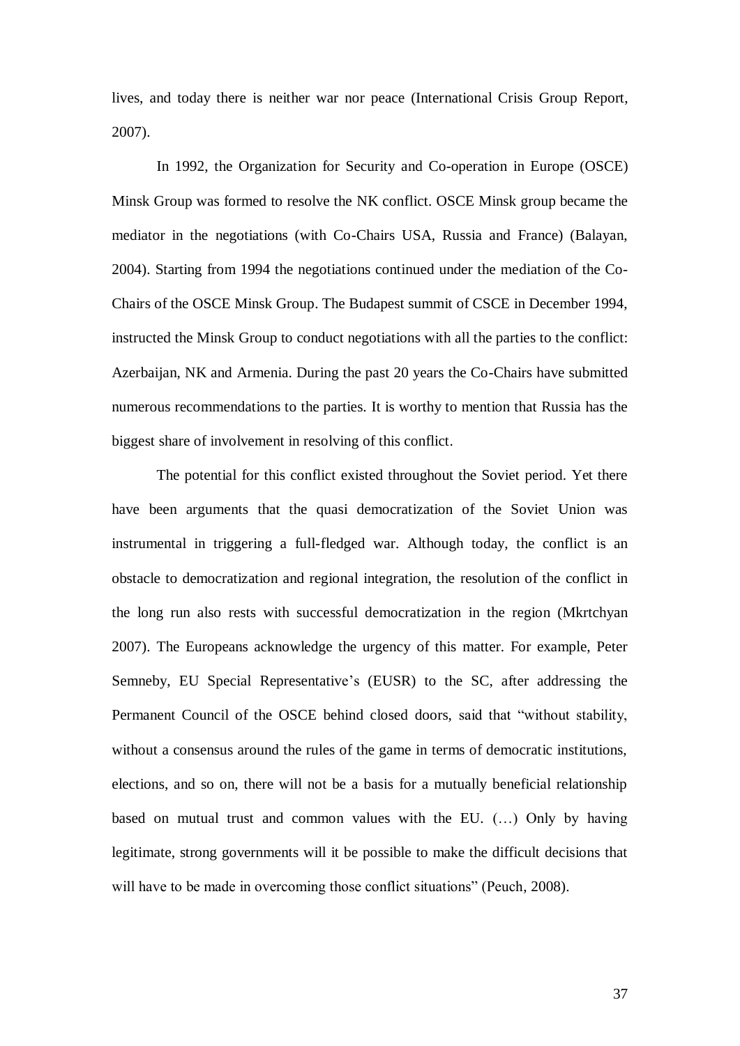lives, and today there is neither war nor peace (International Crisis Group Report, 2007).

In 1992, the Organization for Security and Co-operation in Europe (OSCE) Minsk Group was formed to resolve the NK conflict. OSCE Minsk group became the mediator in the negotiations (with Co-Chairs USA, Russia and France) (Balayan, 2004). Starting from 1994 the negotiations continued under the mediation of the Co-Chairs of the OSCE Minsk Group. The Budapest summit of CSCE in December 1994, instructed the Minsk Group to conduct negotiations with all the parties to the conflict: Azerbaijan, NK and Armenia. During the past 20 years the Co-Chairs have submitted numerous recommendations to the parties. It is worthy to mention that Russia has the biggest share of involvement in resolving of this conflict.

The potential for this conflict existed throughout the Soviet period. Yet there have been arguments that the quasi democratization of the Soviet Union was instrumental in triggering a full-fledged war. Although today, the conflict is an obstacle to democratization and regional integration, the resolution of the conflict in the long run also rests with successful democratization in the region (Mkrtchyan 2007). The Europeans acknowledge the urgency of this matter. For example, Peter Semneby, EU Special Representative's (EUSR) to the SC, after addressing the Permanent Council of the OSCE behind closed doors, said that "without stability, without a consensus around the rules of the game in terms of democratic institutions, elections, and so on, there will not be a basis for a mutually beneficial relationship based on mutual trust and common values with the EU. (…) Only by having legitimate, strong governments will it be possible to make the difficult decisions that will have to be made in overcoming those conflict situations" (Peuch, 2008).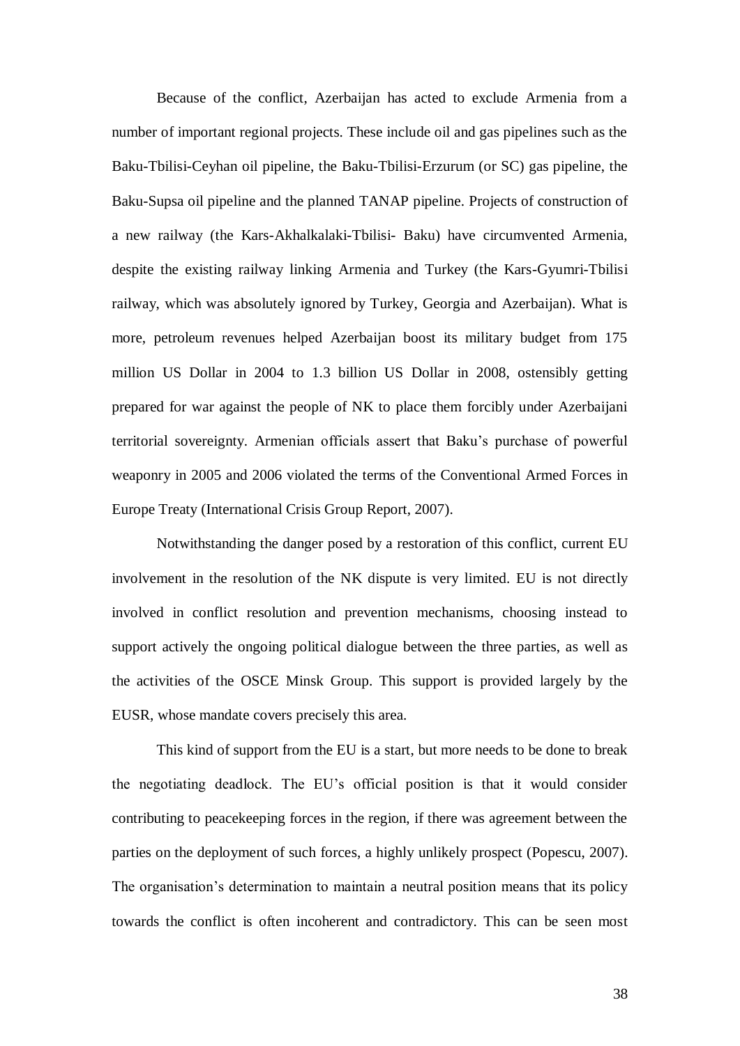Because of the conflict, Azerbaijan has acted to exclude Armenia from a number of important regional projects. These include oil and gas pipelines such as the Baku-Tbilisi-Ceyhan oil pipeline, the Baku-Tbilisi-Erzurum (or SC) gas pipeline, the Baku-Supsa oil pipeline and the planned TANAP pipeline. Projects of construction of a new railway (the Kars-Akhalkalaki-Tbilisi- Baku) have circumvented Armenia, despite the existing railway linking Armenia and Turkey (the Kars-Gyumri-Tbilisi railway, which was absolutely ignored by Turkey, Georgia and Azerbaijan). What is more, petroleum revenues helped Azerbaijan boost its military budget from 175 million US Dollar in 2004 to 1.3 billion US Dollar in 2008, ostensibly getting prepared for war against the people of NK to place them forcibly under Azerbaijani territorial sovereignty. Armenian officials assert that Baku's purchase of powerful weaponry in 2005 and 2006 violated the terms of the Conventional Armed Forces in Europe Treaty (International Crisis Group Report, 2007).

Notwithstanding the danger posed by a restoration of this conflict, current EU involvement in the resolution of the NK dispute is very limited. EU is not directly involved in conflict resolution and prevention mechanisms, choosing instead to support actively the ongoing political dialogue between the three parties, as well as the activities of the OSCE Minsk Group. This support is provided largely by the EUSR, whose mandate covers precisely this area.

This kind of support from the EU is a start, but more needs to be done to break the negotiating deadlock. The EU's official position is that it would consider contributing to peacekeeping forces in the region, if there was agreement between the parties on the deployment of such forces, a highly unlikely prospect (Popescu, 2007). The organisation's determination to maintain a neutral position means that its policy towards the conflict is often incoherent and contradictory. This can be seen most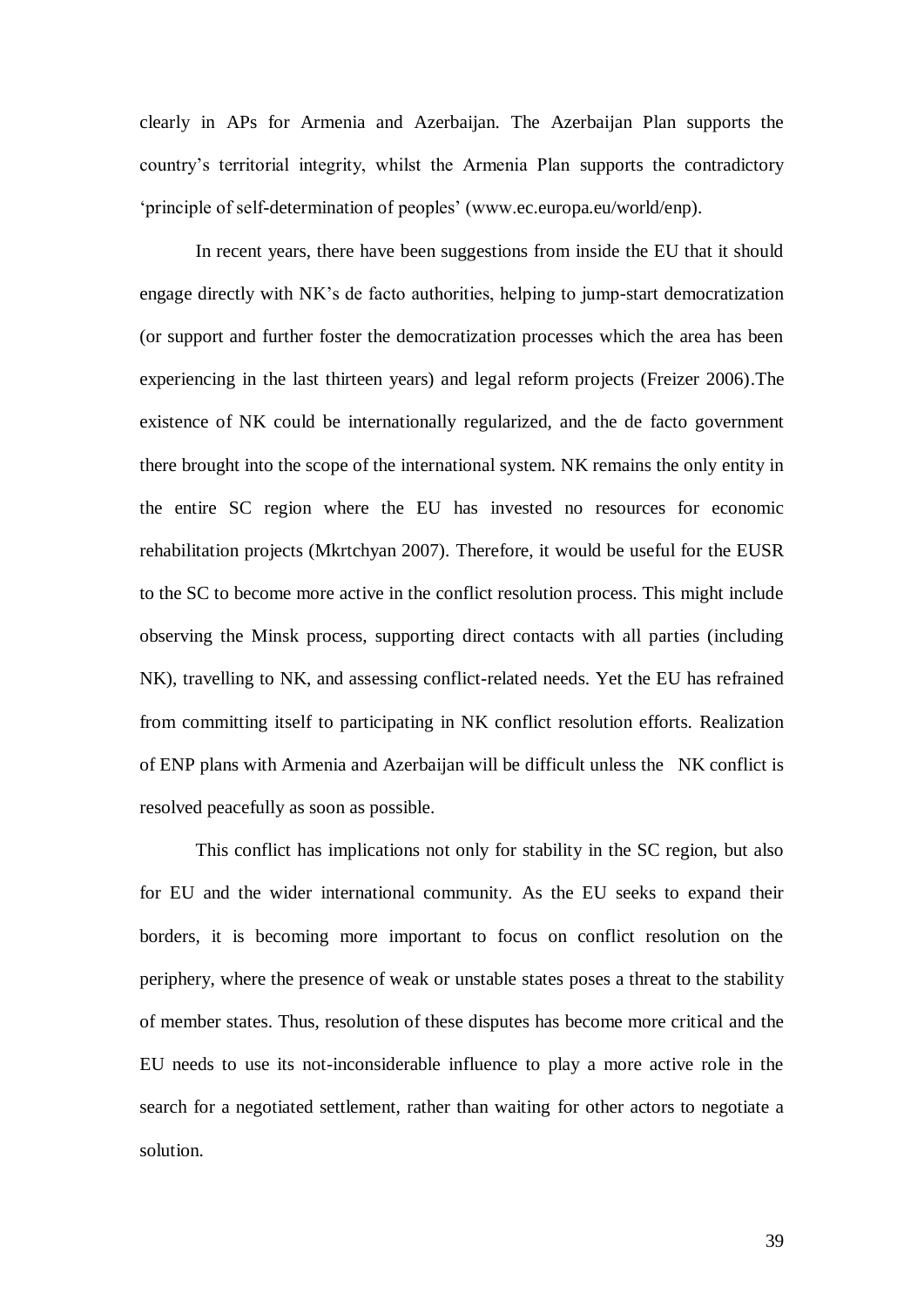clearly in APs for Armenia and Azerbaijan. The Azerbaijan Plan supports the country's territorial integrity, whilst the Armenia Plan supports the contradictory 'principle of self-determination of peoples' (www.ec.europa.eu/world/enp).

In recent years, there have been suggestions from inside the EU that it should engage directly with NK's de facto authorities, helping to jump-start democratization (or support and further foster the democratization processes which the area has been experiencing in the last thirteen years) and legal reform projects (Freizer 2006).The existence of NK could be internationally regularized, and the de facto government there brought into the scope of the international system. NK remains the only entity in the entire SC region where the EU has invested no resources for economic rehabilitation projects (Mkrtchyan 2007). Therefore, it would be useful for the EUSR to the SC to become more active in the conflict resolution process. This might include observing the Minsk process, supporting direct contacts with all parties (including NK), travelling to NK, and assessing conflict-related needs. Yet the EU has refrained from committing itself to participating in NK conflict resolution efforts. Realization of ENP plans with Armenia and Azerbaijan will be difficult unless the NK conflict is resolved peacefully as soon as possible.

This conflict has implications not only for stability in the SC region, but also for EU and the wider international community. As the EU seeks to expand their borders, it is becoming more important to focus on conflict resolution on the periphery, where the presence of weak or unstable states poses a threat to the stability of member states. Thus, resolution of these disputes has become more critical and the EU needs to use its not-inconsiderable influence to play a more active role in the search for a negotiated settlement, rather than waiting for other actors to negotiate a solution.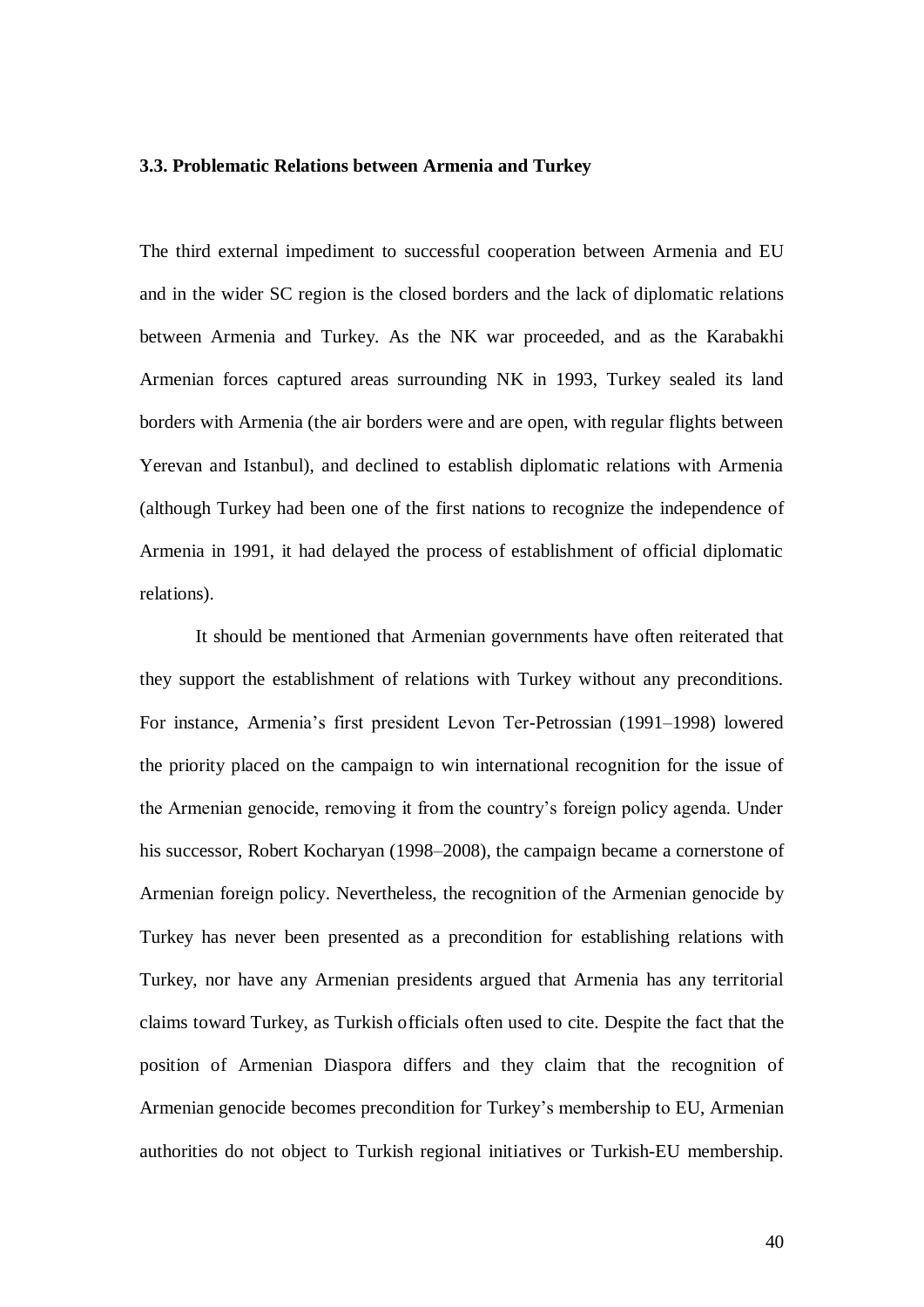### 3.3. Problematic Relations between Armenia and Turkey

The third external impediment to successful cooperation between Armenia and EU and in the wider SC region is the closed borders and the lack of diplomatic relations between Armenia and Turkey. As the NK war proceeded, and as the Karabakhi Armenian forces captured areas surrounding NK in 1993, Turkey sealed its land borders with Armenia (the air borders were and are open, with regular flights between Yerevan and Istanbul), and declined to establish diplomatic relations with Armenia (although Turkey had been one of the first nations to recognize the independence of Armenia in 1991, it had delayed the process of establishment of official diplomatic relations).

It should be mentioned that Armenian governments have often reiterated that they support the establishment of relations with Turkey without any preconditions. For instance, Armenia's first president Levon Ter-Petrossian (1991–1998) lowered the priority placed on the campaign to win international recognition for the issue of the Armenian genocide, removing it from the country's foreign policy agenda. Under his successor, Robert Kocharyan (1998–2008), the campaign became a cornerstone of Armenian foreign policy. Nevertheless, the recognition of the Armenian genocide by Turkey has never been presented as a precondition for establishing relations with Turkey, nor have any Armenian presidents argued that Armenia has any territorial claims toward Turkey, as Turkish officials often used to cite. Despite the fact that the position of Armenian Diaspora differs and they claim that the recognition of Armenian genocide becomes precondition for Turkey's membership to EU, Armenian authorities do not object to Turkish regional initiatives or Turkish-EU membership.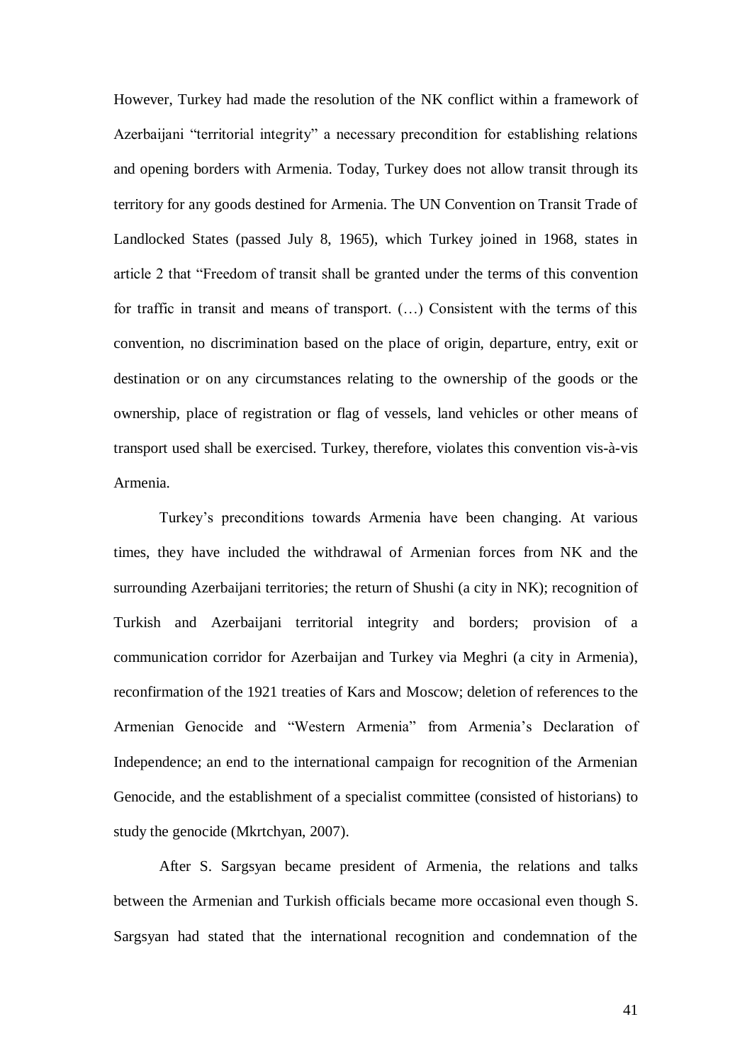However, Turkey had made the resolution of the NK conflict within a framework of Azerbaijani "territorial integrity" a necessary precondition for establishing relations and opening borders with Armenia. Today, Turkey does not allow transit through its territory for any goods destined for Armenia. The UN Convention on Transit Trade of Landlocked States (passed July 8, 1965), which Turkey joined in 1968, states in article 2 that "Freedom of transit shall be granted under the terms of this convention for traffic in transit and means of transport. (…) Consistent with the terms of this convention, no discrimination based on the place of origin, departure, entry, exit or destination or on any circumstances relating to the ownership of the goods or the ownership, place of registration or flag of vessels, land vehicles or other means of transport used shall be exercised. Turkey, therefore, violates this convention vis-à-vis Armenia.

Turkey's preconditions towards Armenia have been changing. At various times, they have included the withdrawal of Armenian forces from NK and the surrounding Azerbaijani territories; the return of Shushi (a city in NK); recognition of Turkish and Azerbaijani territorial integrity and borders; provision of a communication corridor for Azerbaijan and Turkey via Meghri (a city in Armenia), reconfirmation of the 1921 treaties of Kars and Moscow; deletion of references to the Armenian Genocide and "Western Armenia" from Armenia's Declaration of Independence; an end to the international campaign for recognition of the Armenian Genocide, and the establishment of a specialist committee (consisted of historians) to study the genocide (Mkrtchyan, 2007).

After S. Sargsyan became president of Armenia, the relations and talks between the Armenian and Turkish officials became more occasional even though S. Sargsyan had stated that the international recognition and condemnation of the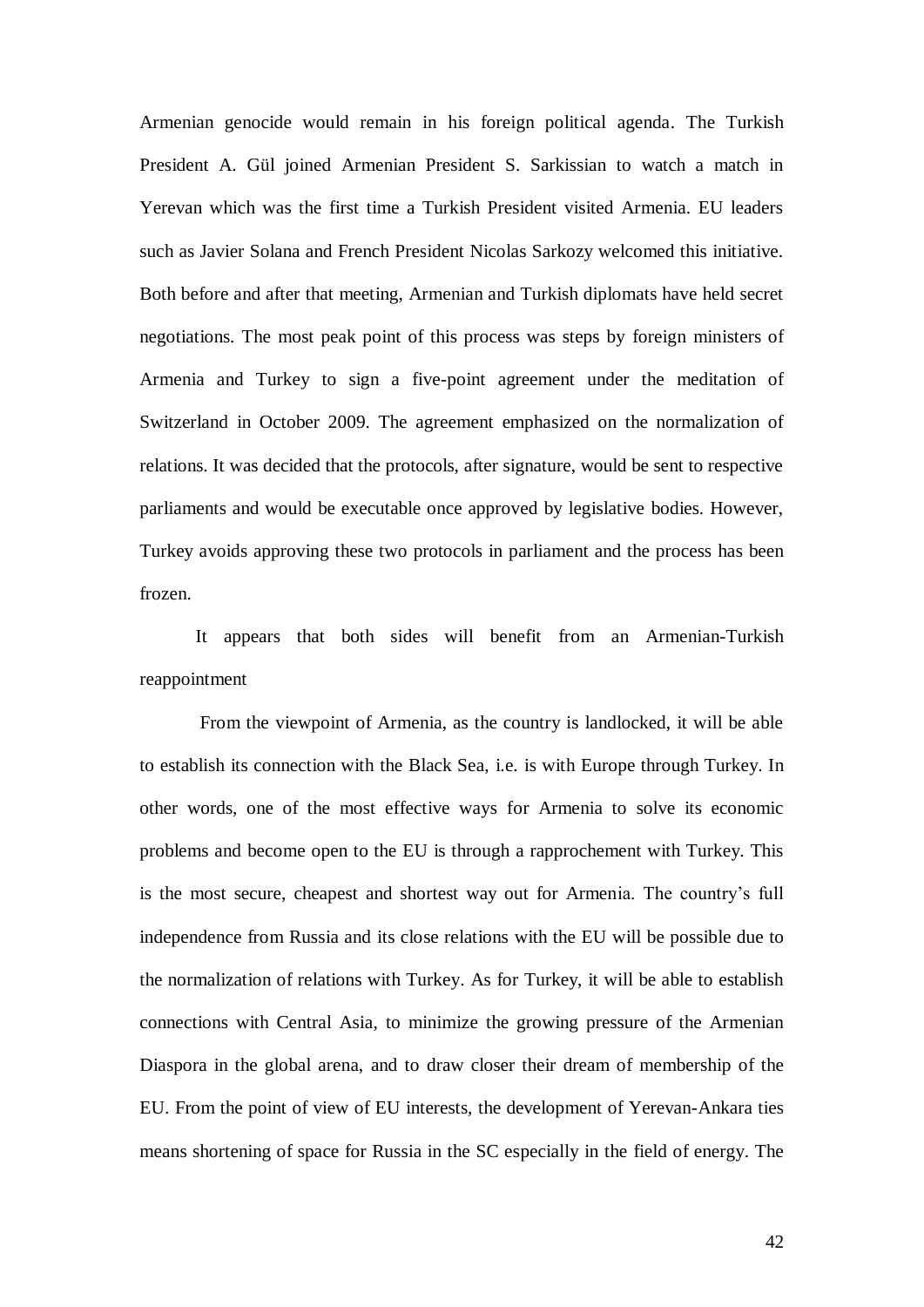Armenian genocide would remain in his foreign political agenda. The Turkish President A. Gül joined Armenian President S. Sarkissian to watch a match in Yerevan which was the first time a Turkish President visited Armenia. EU leaders such as Javier Solana and French President Nicolas Sarkozy welcomed this initiative. Both before and after that meeting, Armenian and Turkish diplomats have held secret negotiations. The most peak point of this process was steps by foreign ministers of Armenia and Turkey to sign a five-point agreement under the meditation of Switzerland in October 2009. The agreement emphasized on the normalization of relations. It was decided that the protocols, after signature, would be sent to respective parliaments and would be executable once approved by legislative bodies. However, Turkey avoids approving these two protocols in parliament and the process has been frozen.

It appears that both sides will benefit from an Armenian-Turkish reappointment

From the viewpoint of Armenia, as the country is landlocked, it will be able to establish its connection with the Black Sea, i.e. is with Europe through Turkey. In other words, one of the most effective ways for Armenia to solve its economic problems and become open to the EU is through a rapprochement with Turkey. This is the most secure, cheapest and shortest way out for Armenia. The country's full independence from Russia and its close relations with the EU will be possible due to the normalization of relations with Turkey. As for Turkey, it will be able to establish connections with Central Asia, to minimize the growing pressure of the Armenian Diaspora in the global arena, and to draw closer their dream of membership of the EU. From the point of view of EU interests, the development of Yerevan-Ankara ties means shortening of space for Russia in the SC especially in the field of energy. The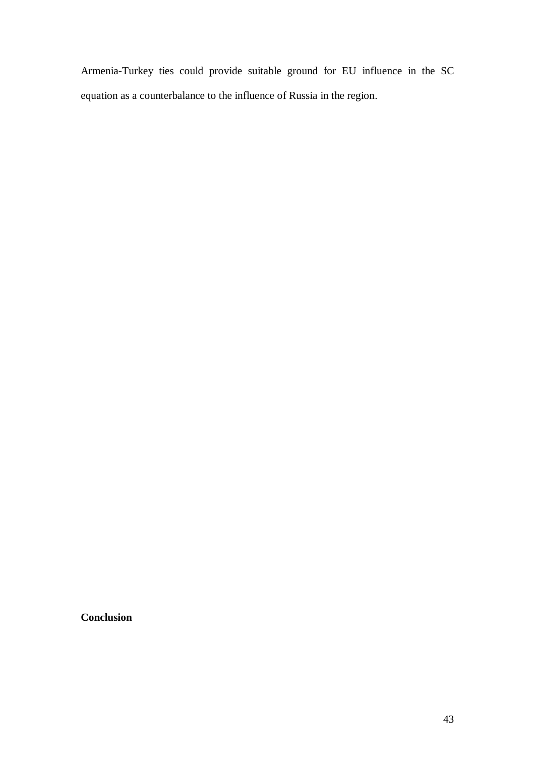Armenia-Turkey ties could provide suitable ground for EU influence in the SC equation as a counterbalance to the influence of Russia in the region.

# Conclusion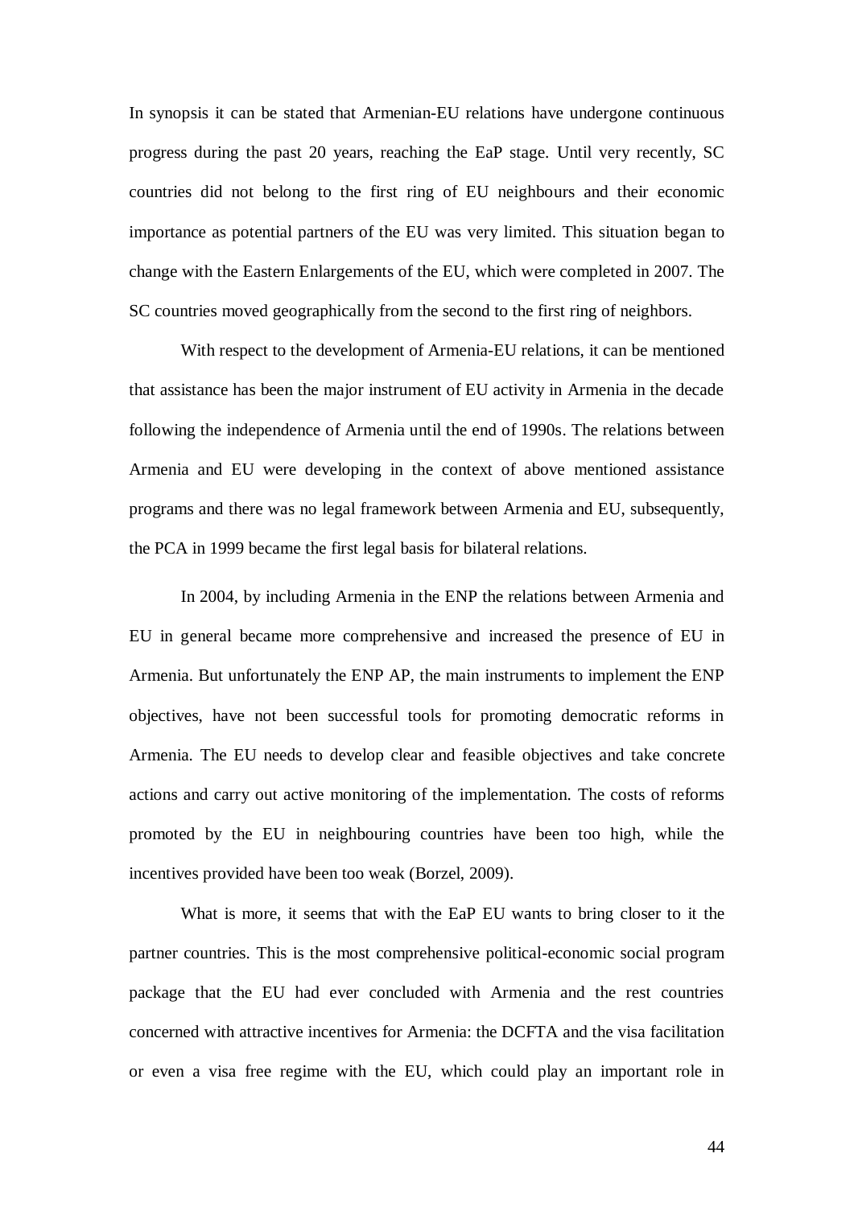In synopsis it can be stated that Armenian-EU relations have undergone continuous progress during the past 20 years, reaching the EaP stage. Until very recently, SC countries did not belong to the first ring of EU neighbours and their economic importance as potential partners of the EU was very limited. This situation began to change with the Eastern Enlargements of the EU, which were completed in 2007. The SC countries moved geographically from the second to the first ring of neighbors.

With respect to the development of Armenia-EU relations, it can be mentioned that assistance has been the major instrument of EU activity in Armenia in the decade following the independence of Armenia until the end of 1990s. The relations between Armenia and EU were developing in the context of above mentioned assistance programs and there was no legal framework between Armenia and EU, subsequently, the PCA in 1999 became the first legal basis for bilateral relations.

In 2004, by including Armenia in the ENP the relations between Armenia and EU in general became more comprehensive and increased the presence of EU in Armenia. But unfortunately the ENP AP, the main instruments to implement the ENP objectives, have not been successful tools for promoting democratic reforms in Armenia. The EU needs to develop clear and feasible objectives and take concrete actions and carry out active monitoring of the implementation. The costs of reforms promoted by the EU in neighbouring countries have been too high, while the incentives provided have been too weak (Borzel, 2009).

What is more, it seems that with the EaP EU wants to bring closer to it the partner countries. This is the most comprehensive political-economic social program package that the EU had ever concluded with Armenia and the rest countries concerned with attractive incentives for Armenia: the DCFTA and the visa facilitation or even a visa free regime with the EU, which could play an important role in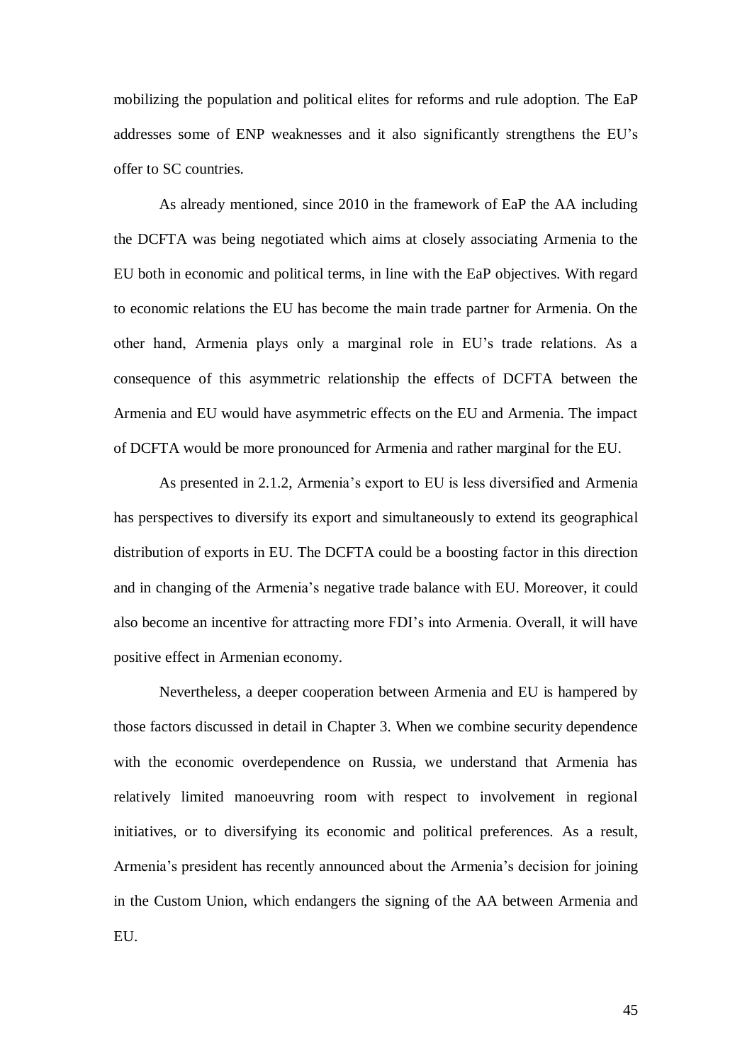mobilizing the population and political elites for reforms and rule adoption. The EaP addresses some of ENP weaknesses and it also significantly strengthens the EU's offer to SC countries.

As already mentioned, since 2010 in the framework of EaP the AA including the DCFTA was being negotiated which aims at closely associating Armenia to the EU both in economic and political terms, in line with the EaP objectives. With regard to economic relations the EU has become the main trade partner for Armenia. On the other hand, Armenia plays only a marginal role in EU's trade relations. As a consequence of this asymmetric relationship the effects of DCFTA between the Armenia and EU would have asymmetric effects on the EU and Armenia. The impact of DCFTA would be more pronounced for Armenia and rather marginal for the EU.

As presented in 2.1.2, Armenia's export to EU is less diversified and Armenia has perspectives to diversify its export and simultaneously to extend its geographical distribution of exports in EU. The DCFTA could be a boosting factor in this direction and in changing of the Armenia's negative trade balance with EU. Moreover, it could also become an incentive for attracting more FDI's into Armenia. Overall, it will have positive effect in Armenian economy.

Nevertheless, a deeper cooperation between Armenia and EU is hampered by those factors discussed in detail in Chapter 3. When we combine security dependence with the economic overdependence on Russia, we understand that Armenia has relatively limited manoeuvring room with respect to involvement in regional initiatives, or to diversifying its economic and political preferences. As a result, Armenia's president has recently announced about the Armenia's decision for joining in the Custom Union, which endangers the signing of the AA between Armenia and EU.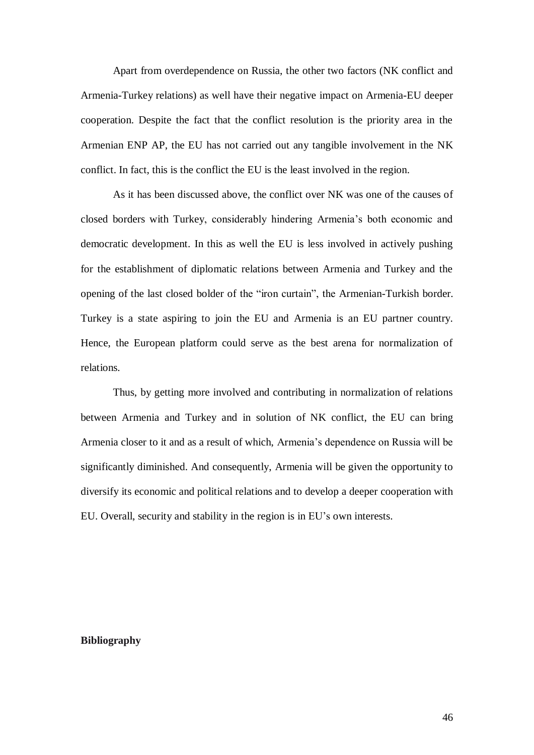Apart from overdependence on Russia, the other two factors (NK conflict and Armenia-Turkey relations) as well have their negative impact on Armenia-EU deeper cooperation. Despite the fact that the conflict resolution is the priority area in the Armenian ENP AP, the EU has not carried out any tangible involvement in the NK conflict. In fact, this is the conflict the EU is the least involved in the region.

As it has been discussed above, the conflict over NK was one of the causes of closed borders with Turkey, considerably hindering Armenia's both economic and democratic development. In this as well the EU is less involved in actively pushing for the establishment of diplomatic relations between Armenia and Turkey and the opening of the last closed bolder of the "iron curtain", the Armenian-Turkish border. Turkey is a state aspiring to join the EU and Armenia is an EU partner country. Hence, the European platform could serve as the best arena for normalization of relations.

Thus, by getting more involved and contributing in normalization of relations between Armenia and Turkey and in solution of NK conflict, the EU can bring Armenia closer to it and as a result of which, Armenia's dependence on Russia will be significantly diminished. And consequently, Armenia will be given the opportunity to diversify its economic and political relations and to develop a deeper cooperation with EU. Overall, security and stability in the region is in EU's own interests.

**Bibliography**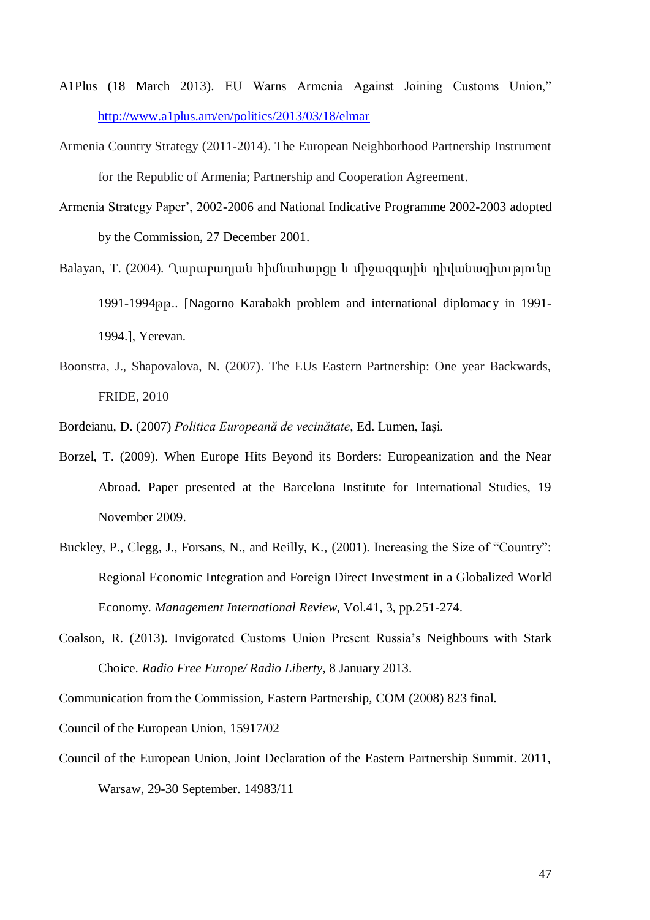A1Plus (18 March 2013). EU Warns Armenia Against Joining Customs Union," http://www.a1plus.am/en/politics/2013/03/18/elmar

Armenia Country Strategy (2011-2014). The European Neighborhood Partnership Instrument for the Republic of Armenia; Partnership and Cooperation Agreement.

Armenia Strategy Paper', 2002-2006 and National Indicative Programme 2002-2003 adopted by the Commission, 27 December 2001.

Balayan, T. (2004). Ղարաբաղյան հիմնահարցը և միջազգային դիվանագիտությունը 1991-1994թթ.. [Nagorno Karabakh problem and international diplomacy in 1991-1994.], Yerevan.

Boonstra, J., Shapovalova, N. (2007). The EUs Eastern Partnership: One year Backwards, FRIDE, 2010

Bordeianu, D. (2007) *Politica Europeană de vecinătate*, Ed. Lumen, Iaşi.

Borzel, T. (2009). When Europe Hits Beyond its Borders: Europeanization and the Near Abroad. Paper presented at the Barcelona Institute for International Studies, 19 November 2009.

Buckley, P., Clegg, J., Forsans, N., and Reilly, K., (2001). Increasing the Size of "Country": Regional Economic Integration and Foreign Direct Investment in a Globalized World Economy. *Management International Review*, Vol.41, 3, pp.251-274.

Coalson, R. (2013). Invigorated Customs Union Present Russia's Neighbours with Stark Choice. *Radio Free Europe/ Radio Liberty*, 8 January 2013.

Communication from the Commission, Eastern Partnership, COM (2008) 823 final.

Council of the European Union, 15917/02

Council of the European Union, Joint Declaration of the Eastern Partnership Summit. 2011, Warsaw, 29-30 September. 14983/11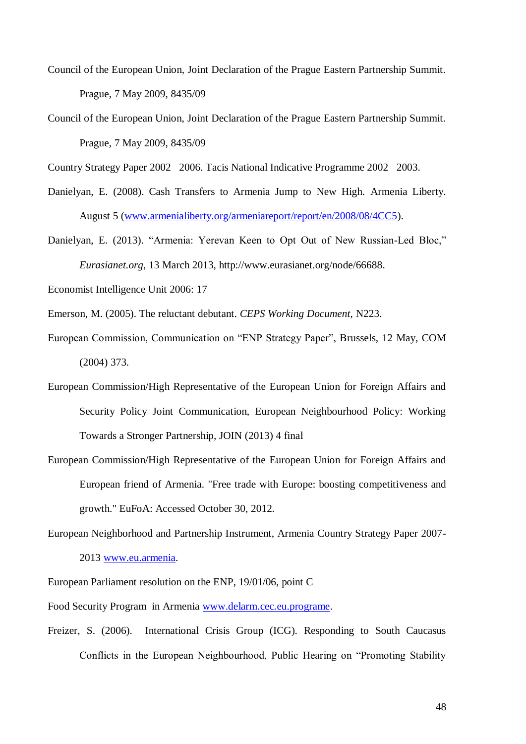Council of the European Union, Joint Declaration of the Prague Eastern Partnership Summit. Prague, 7 May 2009, 8435/09

Council of the European Union, Joint Declaration of the Prague Eastern Partnership Summit. Prague, 7 May 2009, 8435/09

Country Strategy Paper 2002 2006. Tacis National Indicative Programme 2002 2003.

Danielyan, E. (2008). Cash Transfers to Armenia Jump to New High. Armenia Liberty. August 5 (www.armenialiberty.org/armeniareport/report/en/2008/08/4CC5).

Danielyan, E. (2013). "Armenia: Yerevan Keen to Opt Out of New Russian-Led Bloc," *Eurasianet.org*, 13 March 2013, http://www.eurasianet.org/node/66688.

Economist Intelligence Unit 2006: 17

Emerson, M. (2005). The reluctant debutant. *CEPS Working Document,* N223.

European Commission, Communication on "ENP Strategy Paper", Brussels, 12 May, COM (2004) 373.

European Commission/High Representative of the European Union for Foreign Affairs and Security Policy Joint Communication, European Neighbourhood Policy: Working Towards a Stronger Partnership, JOIN (2013) 4 final

European Commission/High Representative of the European Union for Foreign Affairs and European friend of Armenia. "Free trade with Europe: boosting competitiveness and growth." EuFoA: Accessed October 30, 2012.

European Neighborhood and Partnership Instrument, Armenia Country Strategy Paper 2007-2013 www.eu.armenia.

European Parliament resolution on the ENP, 19/01/06, point C

Food Security Program in Armenia www.delarm.cec.eu.programe.

Freizer, S. (2006). International Crisis Group (ICG). Responding to South Caucasus Conflicts in the European Neighbourhood, Public Hearing on "Promoting Stability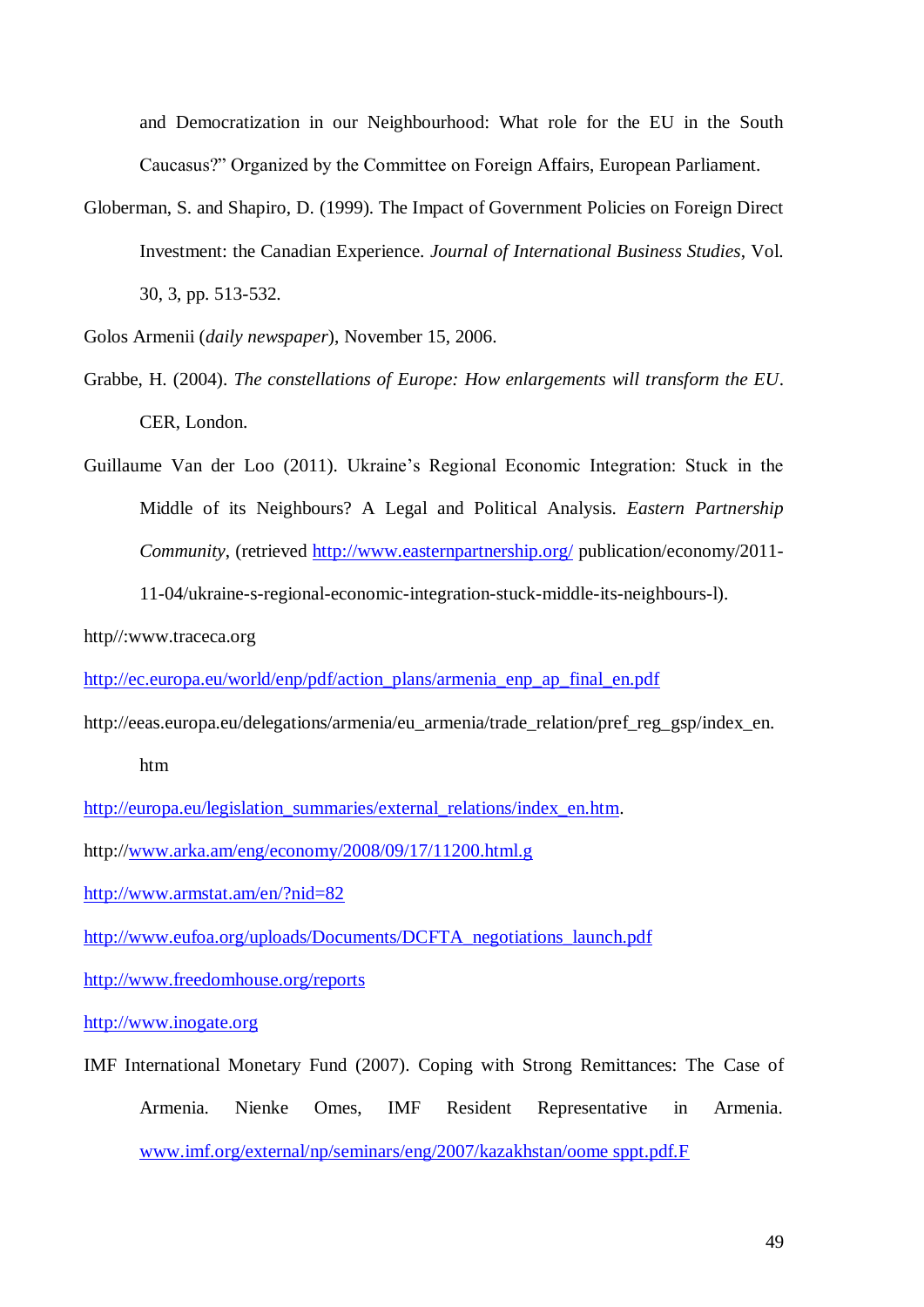and Democratization in our Neighbourhood: What role for the EU in the South Caucasus?" Organized by the Committee on Foreign Affairs, European Parliament.

Globerman, S. and Shapiro, D. (1999). The Impact of Government Policies on Foreign Direct Investment: the Canadian Experience. *Journal of International Business Studies*, Vol. 30, 3, pp. 513-532.

Golos Armenii (*daily newspaper*), November 15, 2006.

Grabbe, H. (2004). *The constellations of Europe: How enlargements will transform the EU*. CER, London.

Guillaume Van der Loo (2011). Ukraine's Regional Economic Integration: Stuck in the Middle of its Neighbours? A Legal and Political Analysis. *Eastern Partnership Community*, (retrieved http://www.easternpartnership.org/ publication/economy/2011-11-04/ukraine-s-regional-economic-integration-stuck-middle-its-neighbours-l).

http//:www.traceca.org

http://ec.europa.eu/world/enp/pdf/action_plans/armenia_enp_ap_final_en.pdf

http://eeas.europa.eu/delegations/armenia/eu_armenia/trade_relation/pref_reg_gsp/index_en.htm

http://europa.eu/legislation_summaries/external_relations/index_en.htm.

http://www.arka.am/eng/economy/2008/09/17/11200.html.g

http://www.armstat.am/en/?nid=82

http://www.eufoa.org/uploads/Documents/DCFTA_negotiations_launch.pdf

http://www.freedomhouse.org/reports

http://www.inogate.org

IMF International Monetary Fund (2007). Coping with Strong Remittances: The Case of Armenia. Nienke Omes, IMF Resident Representative in Armenia. www.imf.org/external/np/seminars/eng/2007/kazakhstan/oome sppt.pdf.F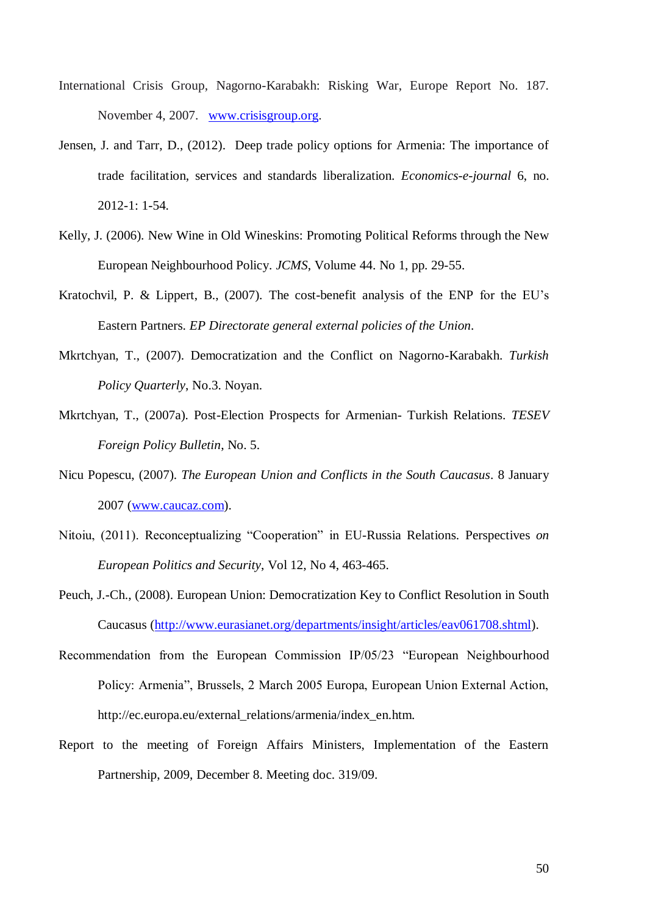International Crisis Group, Nagorno-Karabakh: Risking War, Europe Report No. 187. November 4, 2007. www.crisisgroup.org.

Jensen, J. and Tarr, D., (2012). Deep trade policy options for Armenia: The importance of trade facilitation, services and standards liberalization. *Economics-e-journal* 6, no. 2012-1: 1-54.

Kelly, J. (2006). New Wine in Old Wineskins: Promoting Political Reforms through the New European Neighbourhood Policy. *JCMS*, Volume 44. No 1, pp. 29-55.

Kratochvil, P. & Lippert, B., (2007). The cost-benefit analysis of the ENP for the EU's Eastern Partners. *EP Directorate general external policies of the Union*.

Mkrtchyan, T., (2007). Democratization and the Conflict on Nagorno-Karabakh. *Turkish Policy Quarterly*, No.3. Noyan.

Mkrtchyan, T., (2007a). Post-Election Prospects for Armenian- Turkish Relations. *TESEV Foreign Policy Bulletin*, No. 5.

Nicu Popescu, (2007). *The European Union and Conflicts in the South Caucasus*. 8 January 2007 (www.caucaz.com).

Nitoiu, (2011). Reconceptualizing "Cooperation" in EU-Russia Relations. Perspectives *on European Politics and Security*, Vol 12, No 4, 463-465.

Peuch, J.-Ch., (2008). European Union: Democratization Key to Conflict Resolution in South Caucasus (http://www.eurasianet.org/departments/insight/articles/eav061708.shtml).

Recommendation from the European Commission IP/05/23 "European Neighbourhood Policy: Armenia", Brussels, 2 March 2005 Europa, European Union External Action, http://ec.europa.eu/external_relations/armenia/index_en.htm.

Report to the meeting of Foreign Affairs Ministers, Implementation of the Eastern Partnership, 2009, December 8. Meeting doc. 319/09.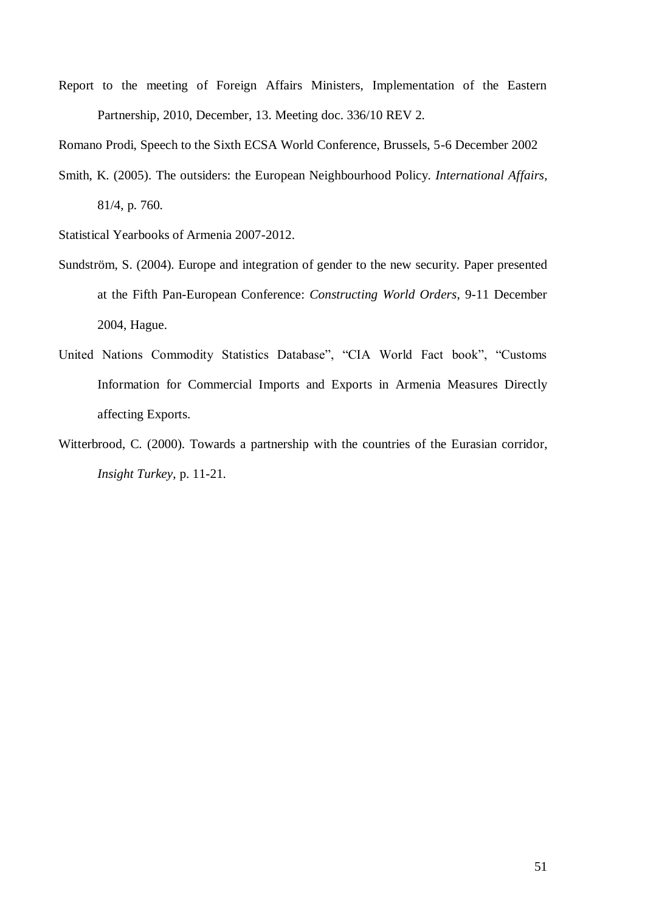Report to the meeting of Foreign Affairs Ministers, Implementation of the Eastern Partnership, 2010, December, 13. Meeting doc. 336/10 REV 2.

Romano Prodi, Speech to the Sixth ECSA World Conference, Brussels, 5-6 December 2002

Smith, K. (2005). The outsiders: the European Neighbourhood Policy. *International Affairs*, 81/4, p. 760.

Statistical Yearbooks of Armenia 2007-2012.

Sundström, S. (2004). Europe and integration of gender to the new security. Paper presented at the Fifth Pan-European Conference: *Constructing World Orders*, 9-11 December 2004, Hague.

United Nations Commodity Statistics Database", "CIA World Fact book", "Customs Information for Commercial Imports and Exports in Armenia Measures Directly affecting Exports.

Witterbrood, C. (2000). Towards a partnership with the countries of the Eurasian corridor, *Insight Turkey*, p. 11-21.